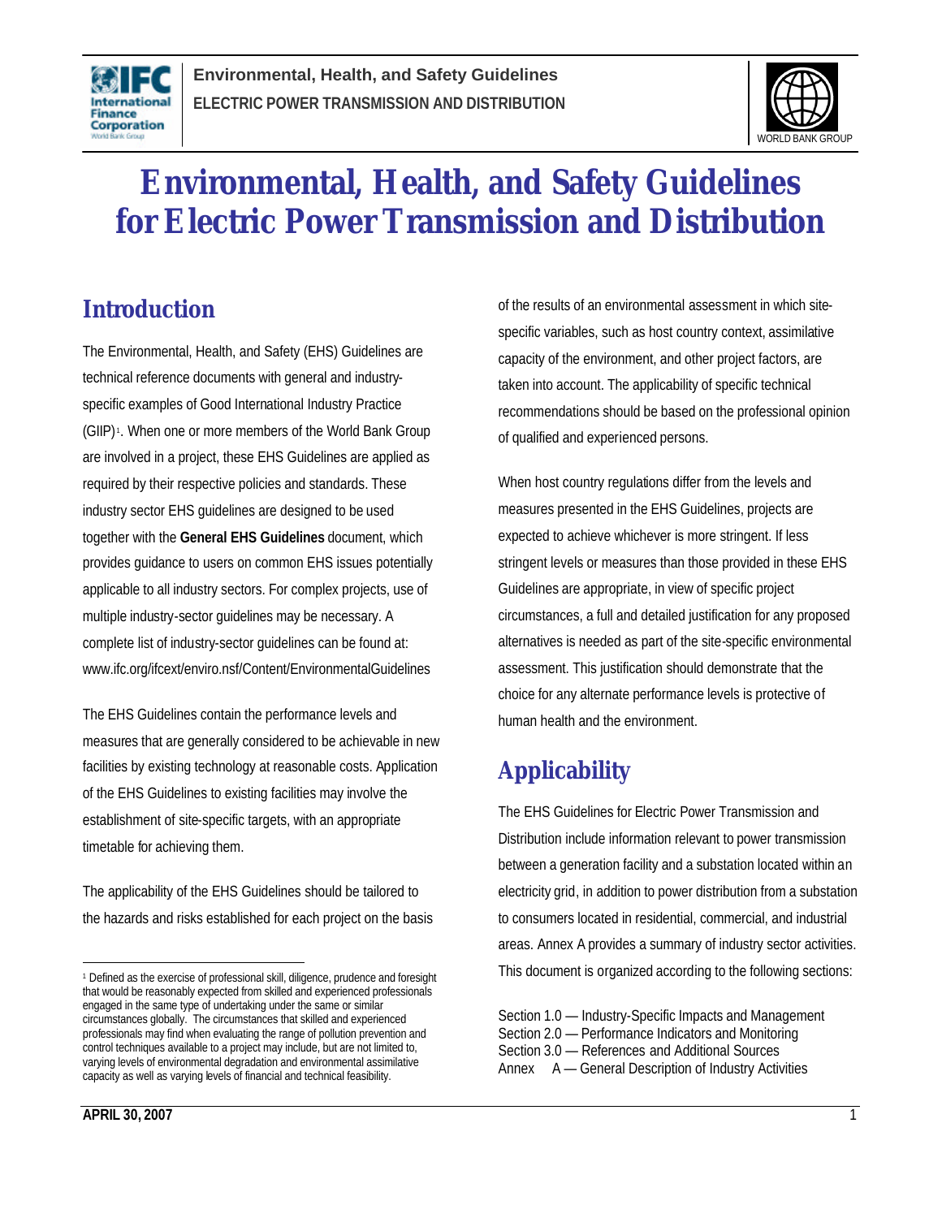# Environmental, Health, and Safety Guidelines for Electric Power Transmission and Distribution

## Introduction

The Environmental, Health, and Safety (EHS) Guidelines are technical reference documents with general and industry-specific examples of Good International Industry Practice (GIIP)[1]. When one or more members of the World Bank Group are involved in a project, these EHS Guidelines are applied as required by their respective policies and standards. These industry sector EHS guidelines are designed to be used together with the **General EHS Guidelines** document, which provides guidance to users on common EHS issues potentially applicable to all industry sectors. For complex projects, use of multiple industry-sector guidelines may be necessary. A complete list of industry-sector guidelines can be found at: www.ifc.org/ifcext/enviro.nsf/Content/EnvironmentalGuidelines

The EHS Guidelines contain the performance levels and measures that are generally considered to be achievable in new facilities by existing technology at reasonable costs. Application of the EHS Guidelines to existing facilities may involve the establishment of site-specific targets, with an appropriate timetable for achieving them.

The applicability of the EHS Guidelines should be tailored to the hazards and risks established for each project on the basis of the results of an environmental assessment in which site-specific variables, such as host country context, assimilative capacity of the environment, and other project factors, are taken into account. The applicability of specific technical recommendations should be based on the professional opinion of qualified and experienced persons.

When host country regulations differ from the levels and measures presented in the EHS Guidelines, projects are expected to achieve whichever is more stringent. If less stringent levels or measures than those provided in these EHS Guidelines are appropriate, in view of specific project circumstances, a full and detailed justification for any proposed alternatives is needed as part of the site-specific environmental assessment. This justification should demonstrate that the choice for any alternate performance levels is protective of human health and the environment.

## Applicability

The EHS Guidelines for Electric Power Transmission and Distribution include information relevant to power transmission between a generation facility and a substation located within an electricity grid, in addition to power distribution from a substation to consumers located in residential, commercial, and industrial areas. Annex A provides a summary of industry sector activities. This document is organized according to the following sections:

Section 1.0 — Industry-Specific Impacts and Management
Section 2.0 — Performance Indicators and Monitoring
Section 3.0 — References and Additional Sources
Annex A — General Description of Industry Activities

[1] Defined as the exercise of professional skill, diligence, prudence and foresight that would be reasonably expected from skilled and experienced professionals engaged in the same type of undertaking under the same or similar circumstances globally. The circumstances that skilled and experienced professionals may find when evaluating the range of pollution prevention and control techniques available to a project may include, but are not limited to, varying levels of environmental degradation and environmental assimilative capacity as well as varying levels of financial and technical feasibility.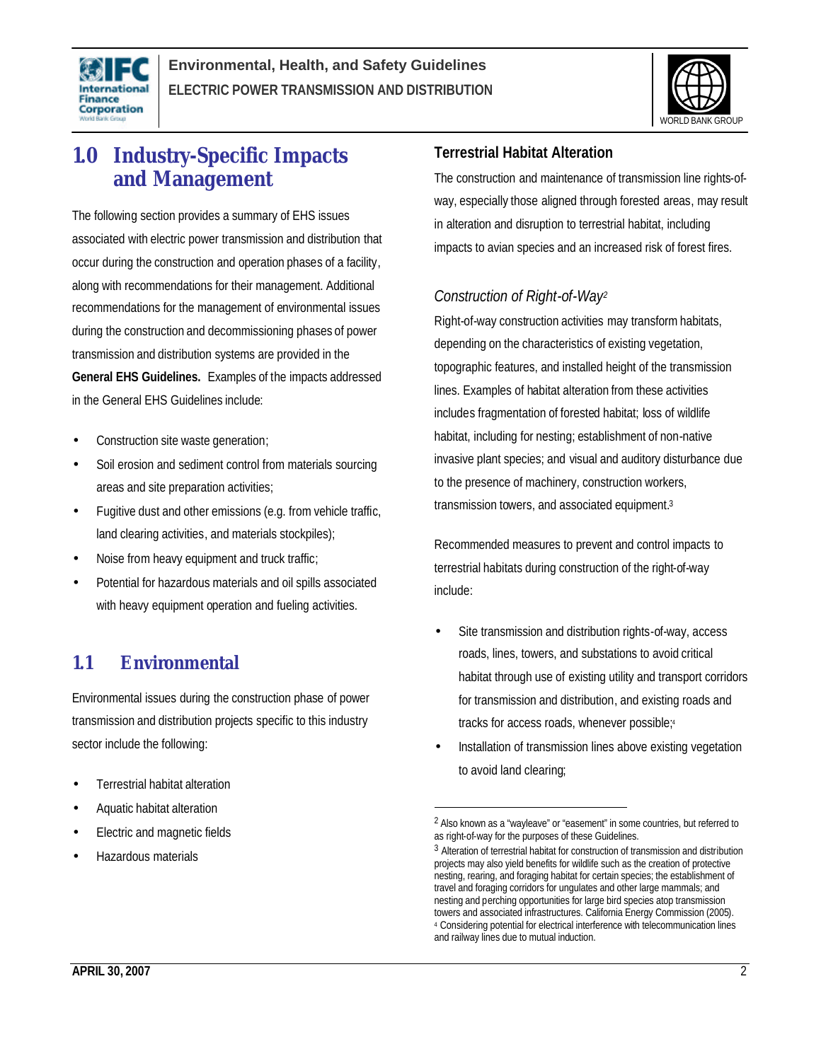# 1.0 Industry-Specific Impacts and Management

The following section provides a summary of EHS issues associated with electric power transmission and distribution that occur during the construction and operation phases of a facility, along with recommendations for their management. Additional recommendations for the management of environmental issues during the construction and decommissioning phases of power transmission and distribution systems are provided in the **General EHS Guidelines.** Examples of the impacts addressed in the General EHS Guidelines include:

- Construction site waste generation;
- Soil erosion and sediment control from materials sourcing areas and site preparation activities;
- Fugitive dust and other emissions (e.g. from vehicle traffic, land clearing activities, and materials stockpiles);
- Noise from heavy equipment and truck traffic;
- Potential for hazardous materials and oil spills associated with heavy equipment operation and fueling activities.

## 1.1 Environmental

Environmental issues during the construction phase of power transmission and distribution projects specific to this industry sector include the following:

- Terrestrial habitat alteration
- Aquatic habitat alteration
- Electric and magnetic fields
- Hazardous materials

### Terrestrial Habitat Alteration

The construction and maintenance of transmission line rights-of-way, especially those aligned through forested areas, may result in alteration and disruption to terrestrial habitat, including impacts to avian species and an increased risk of forest fires.

#### *Construction of Right-of-Way*[2]

Right-of-way construction activities may transform habitats, depending on the characteristics of existing vegetation, topographic features, and installed height of the transmission lines. Examples of habitat alteration from these activities includes fragmentation of forested habitat; loss of wildlife habitat, including for nesting; establishment of non-native invasive plant species; and visual and auditory disturbance due to the presence of machinery, construction workers, transmission towers, and associated equipment.[3]

Recommended measures to prevent and control impacts to terrestrial habitats during construction of the right-of-way include:

- Site transmission and distribution rights-of-way, access roads, lines, towers, and substations to avoid critical habitat through use of existing utility and transport corridors for transmission and distribution, and existing roads and tracks for access roads, whenever possible;[4]
- Installation of transmission lines above existing vegetation to avoid land clearing;

---

[2] Also known as a "wayleave" or "easement" in some countries, but referred to as right-of-way for the purposes of these Guidelines.

[3] Alteration of terrestrial habitat for construction of transmission and distribution projects may also yield benefits for wildlife such as the creation of protective nesting, rearing, and foraging habitat for certain species; the establishment of travel and foraging corridors for ungulates and other large mammals; and nesting and perching opportunities for large bird species atop transmission towers and associated infrastructures. California Energy Commission (2005).

[4] Considering potential for electrical interference with telecommunication lines and railway lines due to mutual induction.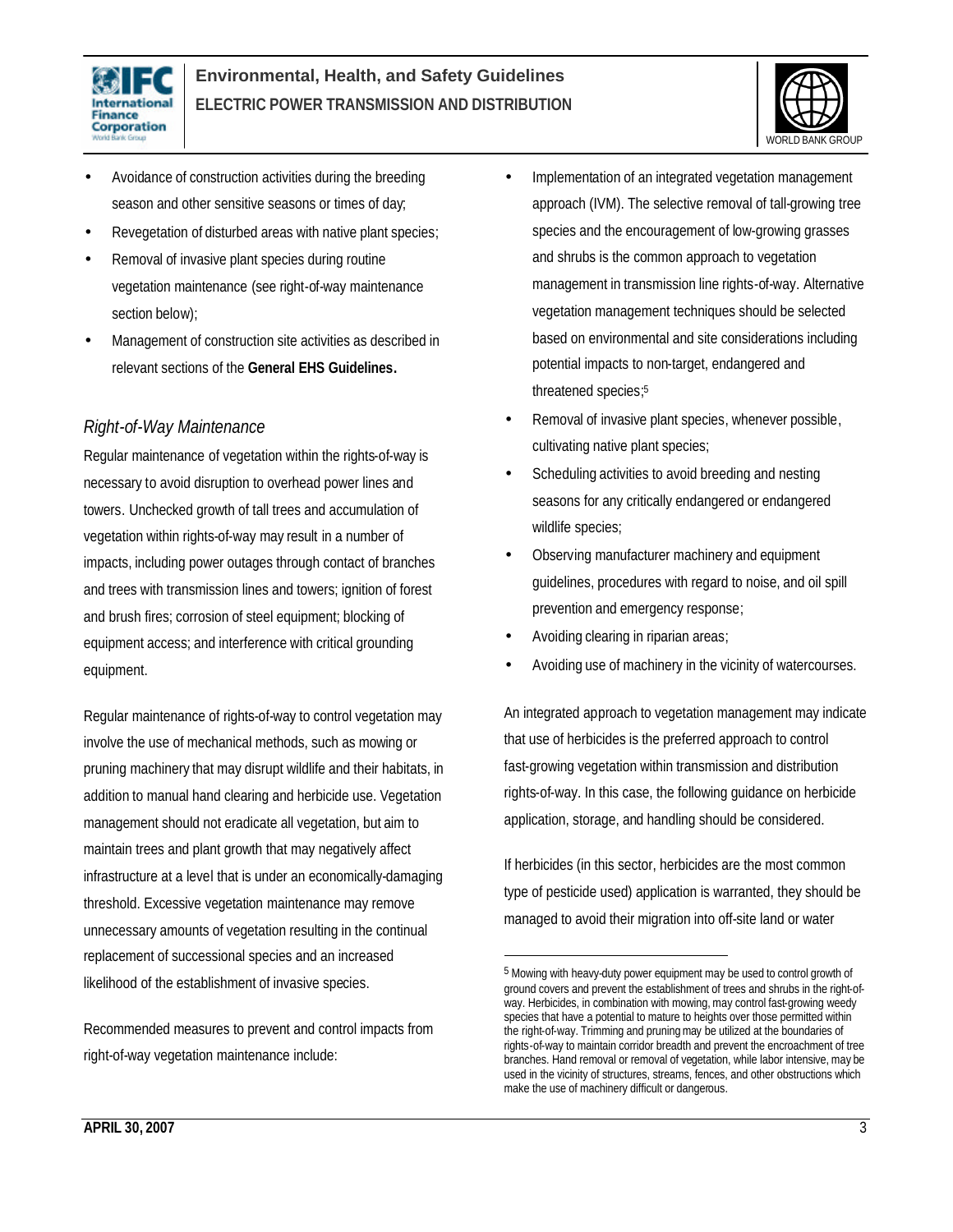- Avoidance of construction activities during the breeding season and other sensitive seasons or times of day;
- Revegetation of disturbed areas with native plant species;
- Removal of invasive plant species during routine vegetation maintenance (see right-of-way maintenance section below);
- Management of construction site activities as described in relevant sections of the **General EHS Guidelines.**

### *Right-of-Way Maintenance*

Regular maintenance of vegetation within the rights-of-way is necessary to avoid disruption to overhead power lines and towers. Unchecked growth of tall trees and accumulation of vegetation within rights-of-way may result in a number of impacts, including power outages through contact of branches and trees with transmission lines and towers; ignition of forest and brush fires; corrosion of steel equipment; blocking of equipment access; and interference with critical grounding equipment.

Regular maintenance of rights-of-way to control vegetation may involve the use of mechanical methods, such as mowing or pruning machinery that may disrupt wildlife and their habitats, in addition to manual hand clearing and herbicide use. Vegetation management should not eradicate all vegetation, but aim to maintain trees and plant growth that may negatively affect infrastructure at a level that is under an economically-damaging threshold. Excessive vegetation maintenance may remove unnecessary amounts of vegetation resulting in the continual replacement of successional species and an increased likelihood of the establishment of invasive species.

Recommended measures to prevent and control impacts from right-of-way vegetation maintenance include:

- Implementation of an integrated vegetation management approach (IVM). The selective removal of tall-growing tree species and the encouragement of low-growing grasses and shrubs is the common approach to vegetation management in transmission line rights-of-way. Alternative vegetation management techniques should be selected based on environmental and site considerations including potential impacts to non-target, endangered and threatened species;[5]
- Removal of invasive plant species, whenever possible, cultivating native plant species;
- Scheduling activities to avoid breeding and nesting seasons for any critically endangered or endangered wildlife species;
- Observing manufacturer machinery and equipment guidelines, procedures with regard to noise, and oil spill prevention and emergency response;
- Avoiding clearing in riparian areas;
- Avoiding use of machinery in the vicinity of watercourses.

An integrated approach to vegetation management may indicate that use of herbicides is the preferred approach to control fast-growing vegetation within transmission and distribution rights-of-way. In this case, the following guidance on herbicide application, storage, and handling should be considered.

If herbicides (in this sector, herbicides are the most common type of pesticide used) application is warranted, they should be managed to avoid their migration into off-site land or water

---

[5] Mowing with heavy-duty power equipment may be used to control growth of ground covers and prevent the establishment of trees and shrubs in the right-of-way. Herbicides, in combination with mowing, may control fast-growing weedy species that have a potential to mature to heights over those permitted within the right-of-way. Trimming and pruning may be utilized at the boundaries of rights-of-way to maintain corridor breadth and prevent the encroachment of tree branches. Hand removal or removal of vegetation, while labor intensive, may be used in the vicinity of structures, streams, fences, and other obstructions which make the use of machinery difficult or dangerous.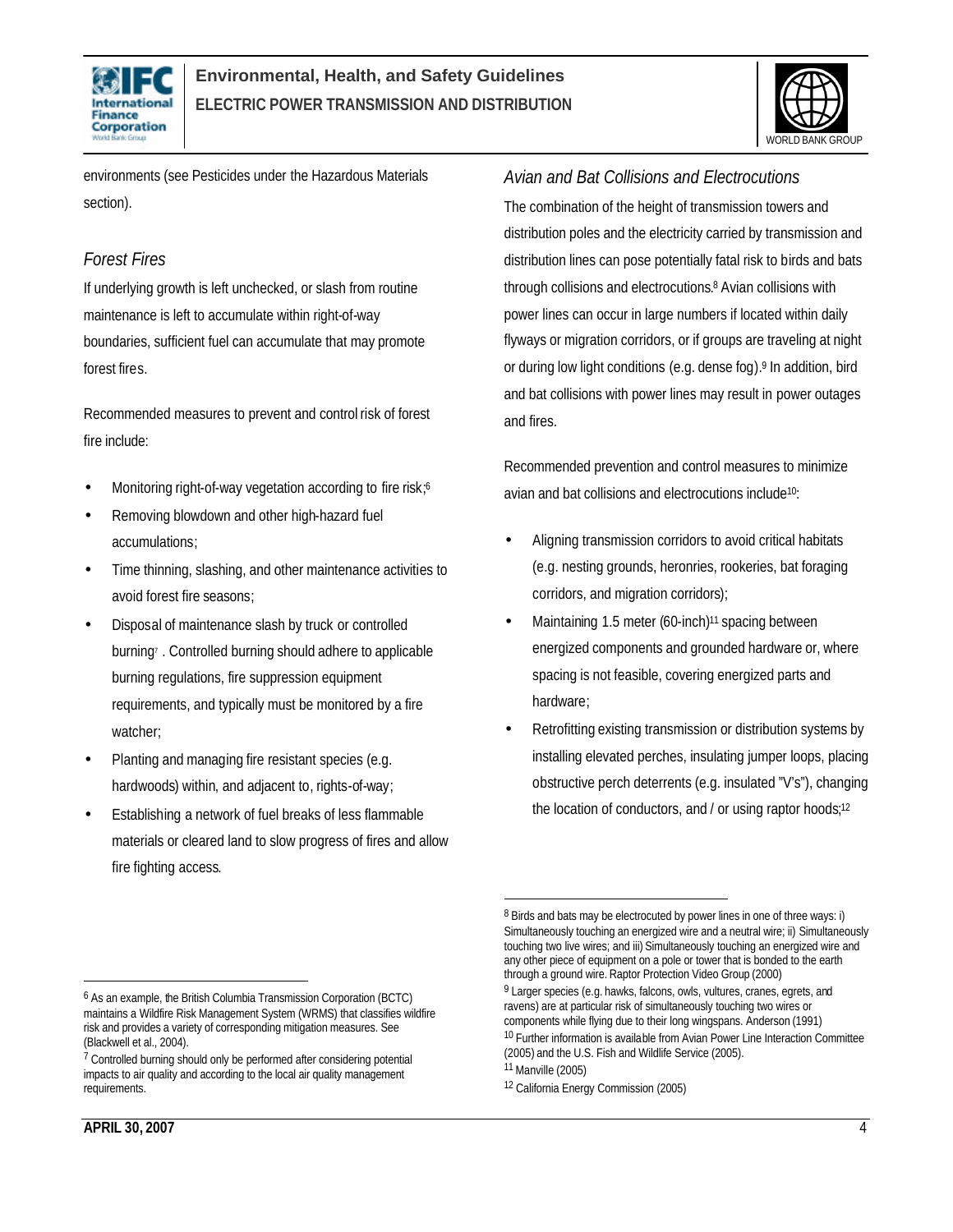environments (see Pesticides under the Hazardous Materials section).

### *Forest Fires*

If underlying growth is left unchecked, or slash from routine maintenance is left to accumulate within right-of-way boundaries, sufficient fuel can accumulate that may promote forest fires.

Recommended measures to prevent and control risk of forest fire include:

- Monitoring right-of-way vegetation according to fire risk;[6]
- Removing blowdown and other high-hazard fuel accumulations;
- Time thinning, slashing, and other maintenance activities to avoid forest fire seasons;
- Disposal of maintenance slash by truck or controlled burning[7]. Controlled burning should adhere to applicable burning regulations, fire suppression equipment requirements, and typically must be monitored by a fire watcher;
- Planting and managing fire resistant species (e.g. hardwoods) within, and adjacent to, rights-of-way;
- Establishing a network of fuel breaks of less flammable materials or cleared land to slow progress of fires and allow fire fighting access.

### *Avian and Bat Collisions and Electrocutions*

The combination of the height of transmission towers and distribution poles and the electricity carried by transmission and distribution lines can pose potentially fatal risk to birds and bats through collisions and electrocutions.[8] Avian collisions with power lines can occur in large numbers if located within daily flyways or migration corridors, or if groups are traveling at night or during low light conditions (e.g. dense fog).[9] In addition, bird and bat collisions with power lines may result in power outages and fires.

Recommended prevention and control measures to minimize avian and bat collisions and electrocutions include[10]:

- Aligning transmission corridors to avoid critical habitats (e.g. nesting grounds, heronries, rookeries, bat foraging corridors, and migration corridors);
- Maintaining 1.5 meter (60-inch)[11] spacing between energized components and grounded hardware or, where spacing is not feasible, covering energized parts and hardware;
- Retrofitting existing transmission or distribution systems by installing elevated perches, insulating jumper loops, placing obstructive perch deterrents (e.g. insulated "V's"), changing the location of conductors, and / or using raptor hoods;[12]

---

[6] As an example, the British Columbia Transmission Corporation (BCTC) maintains a Wildfire Risk Management System (WRMS) that classifies wildfire risk and provides a variety of corresponding mitigation measures. See (Blackwell et al., 2004).

[7] Controlled burning should only be performed after considering potential impacts to air quality and according to the local air quality management requirements.

[8] Birds and bats may be electrocuted by power lines in one of three ways: i) Simultaneously touching an energized wire and a neutral wire; ii) Simultaneously touching two live wires; and iii) Simultaneously touching an energized wire and any other piece of equipment on a pole or tower that is bonded to the earth through a ground wire. Raptor Protection Video Group (2000)

[9] Larger species (e.g. hawks, falcons, owls, vultures, cranes, egrets, and ravens) are at particular risk of simultaneously touching two wires or components while flying due to their long wingspans. Anderson (1991)

[10] Further information is available from Avian Power Line Interaction Committee (2005) and the U.S. Fish and Wildlife Service (2005).

[11] Manville (2005)

[12] California Energy Commission (2005)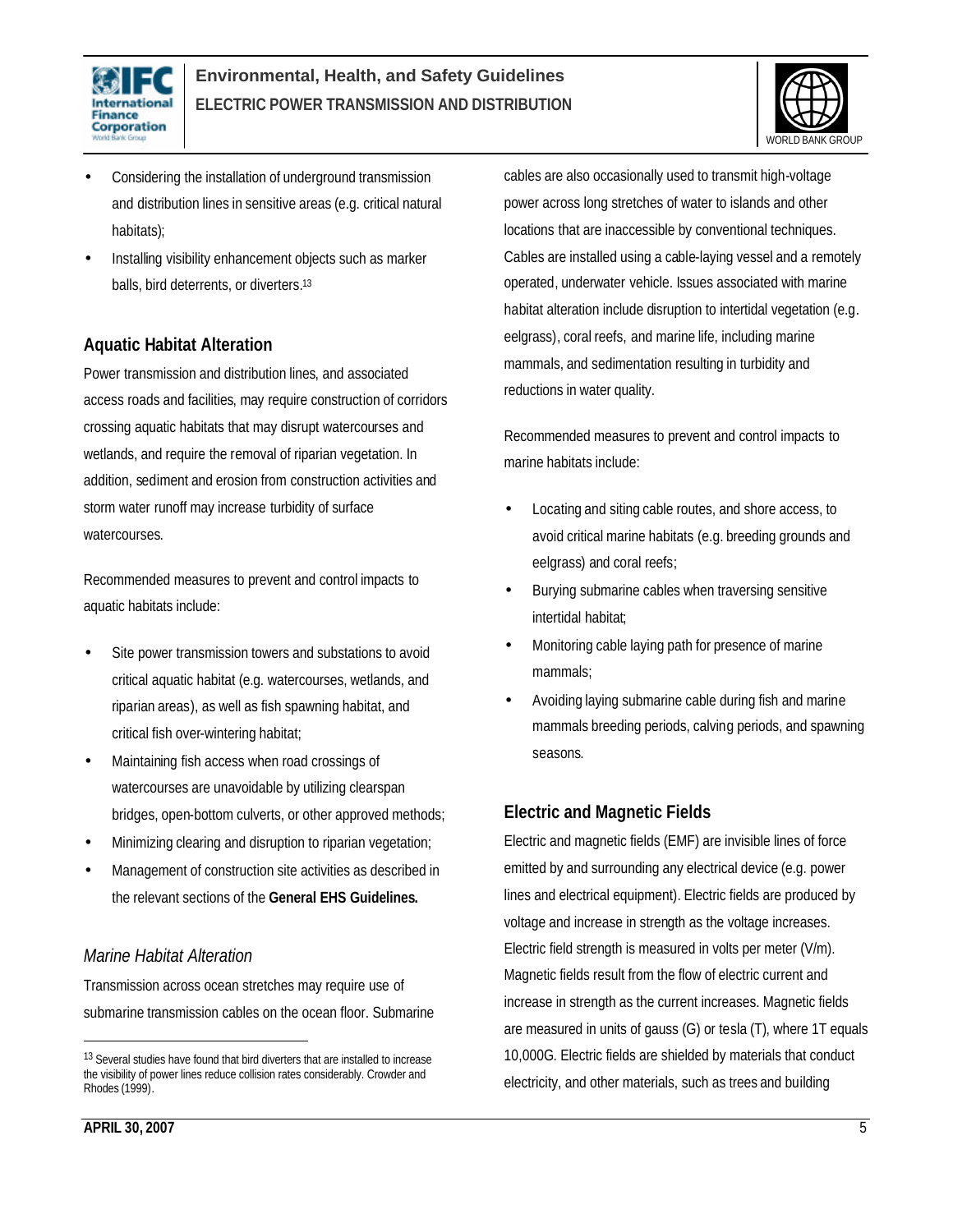- Considering the installation of underground transmission and distribution lines in sensitive areas (e.g. critical natural habitats);
- Installing visibility enhancement objects such as marker balls, bird deterrents, or diverters.[13]

## Aquatic Habitat Alteration

Power transmission and distribution lines, and associated access roads and facilities, may require construction of corridors crossing aquatic habitats that may disrupt watercourses and wetlands, and require the removal of riparian vegetation. In addition, sediment and erosion from construction activities and storm water runoff may increase turbidity of surface watercourses.

Recommended measures to prevent and control impacts to aquatic habitats include:

- Site power transmission towers and substations to avoid critical aquatic habitat (e.g. watercourses, wetlands, and riparian areas), as well as fish spawning habitat, and critical fish over-wintering habitat;
- Maintaining fish access when road crossings of watercourses are unavoidable by utilizing clearspan bridges, open-bottom culverts, or other approved methods;
- Minimizing clearing and disruption to riparian vegetation;
- Management of construction site activities as described in the relevant sections of the **General EHS Guidelines.**

### *Marine Habitat Alteration*

Transmission across ocean stretches may require use of submarine transmission cables on the ocean floor. Submarine cables are also occasionally used to transmit high-voltage power across long stretches of water to islands and other locations that are inaccessible by conventional techniques. Cables are installed using a cable-laying vessel and a remotely operated, underwater vehicle. Issues associated with marine habitat alteration include disruption to intertidal vegetation (e.g. eelgrass), coral reefs, and marine life, including marine mammals, and sedimentation resulting in turbidity and reductions in water quality.

Recommended measures to prevent and control impacts to marine habitats include:

- Locating and siting cable routes, and shore access, to avoid critical marine habitats (e.g. breeding grounds and eelgrass) and coral reefs;
- Burying submarine cables when traversing sensitive intertidal habitat;
- Monitoring cable laying path for presence of marine mammals;
- Avoiding laying submarine cable during fish and marine mammals breeding periods, calving periods, and spawning seasons.

## Electric and Magnetic Fields

Electric and magnetic fields (EMF) are invisible lines of force emitted by and surrounding any electrical device (e.g. power lines and electrical equipment). Electric fields are produced by voltage and increase in strength as the voltage increases. Electric field strength is measured in volts per meter (V/m). Magnetic fields result from the flow of electric current and increase in strength as the current increases. Magnetic fields are measured in units of gauss (G) or tesla (T), where 1T equals 10,000G. Electric fields are shielded by materials that conduct electricity, and other materials, such as trees and building

---

[13] Several studies have found that bird diverters that are installed to increase the visibility of power lines reduce collision rates considerably. Crowder and Rhodes (1999).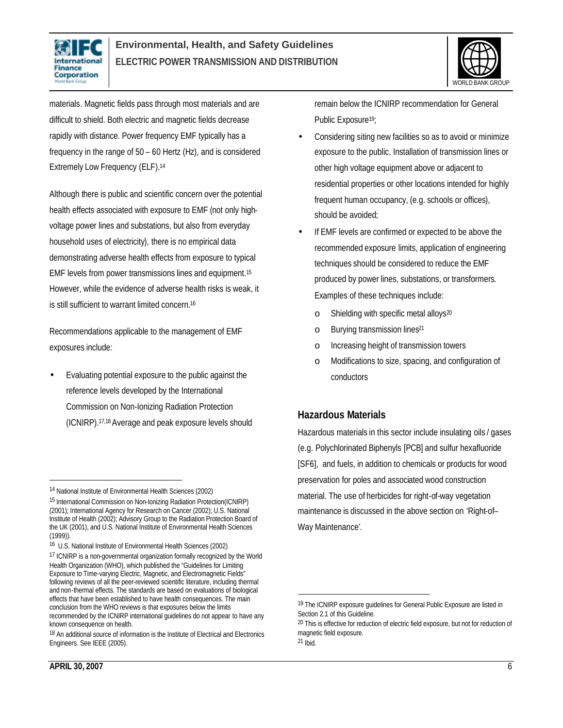materials. Magnetic fields pass through most materials and are difficult to shield. Both electric and magnetic fields decrease rapidly with distance. Power frequency EMF typically has a frequency in the range of 50 – 60 Hertz (Hz), and is considered Extremely Low Frequency (ELF).[14]

Although there is public and scientific concern over the potential health effects associated with exposure to EMF (not only high-voltage power lines and substations, but also from everyday household uses of electricity), there is no empirical data demonstrating adverse health effects from exposure to typical EMF levels from power transmissions lines and equipment.[15] However, while the evidence of adverse health risks is weak, it is still sufficient to warrant limited concern.[16]

Recommendations applicable to the management of EMF exposures include:

- Evaluating potential exposure to the public against the reference levels developed by the International Commission on Non-Ionizing Radiation Protection (ICNIRP).[17,18] Average and peak exposure levels should remain below the ICNIRP recommendation for General Public Exposure[19];
- Considering siting new facilities so as to avoid or minimize exposure to the public. Installation of transmission lines or other high voltage equipment above or adjacent to residential properties or other locations intended for highly frequent human occupancy, (e.g. schools or offices), should be avoided;
- If EMF levels are confirmed or expected to be above the recommended exposure limits, application of engineering techniques should be considered to reduce the EMF produced by power lines, substations, or transformers. Examples of these techniques include:
    - Shielding with specific metal alloys[20]
    - Burying transmission lines[21]
    - Increasing height of transmission towers
    - Modifications to size, spacing, and configuration of conductors

## Hazardous Materials

Hazardous materials in this sector include insulating oils / gases (e.g. Polychlorinated Biphenyls [PCB] and sulfur hexafluoride [SF6], and fuels, in addition to chemicals or products for wood preservation for poles and associated wood construction material. The use of herbicides for right-of-way vegetation maintenance is discussed in the above section on 'Right-of–Way Maintenance'.

---

14 National Institute of Environmental Health Sciences (2002)

15 International Commission on Non-Ionizing Radiation Protection(ICNIRP) (2001); International Agency for Research on Cancer (2002); U.S. National Institute of Health (2002); Advisory Group to the Radiation Protection Board of the UK (2001), and U.S. National Institute of Environmental Health Sciences (1999)).

16 U.S. National Institute of Environmental Health Sciences (2002)

17 ICNIRP is a non-governmental organization formally recognized by the World Health Organization (WHO), which published the "Guidelines for Limiting Exposure to Time-varying Electric, Magnetic, and Electromagnetic Fields" following reviews of all the peer-reviewed scientific literature, including thermal and non-thermal effects. The standards are based on evaluations of biological effects that have been established to have health consequences. The main conclusion from the WHO reviews is that exposures below the limits recommended by the ICNIRP international guidelines do not appear to have any known consequence on health.

18 An additional source of information is the Institute of Electrical and Electronics Engineers. See IEEE (2005).

19 The ICNIRP exposure guidelines for General Public Exposure are listed in Section 2.1 of this Guideline.

20 This is effective for reduction of electric field exposure, but not for reduction of magnetic field exposure.

21 Ibid.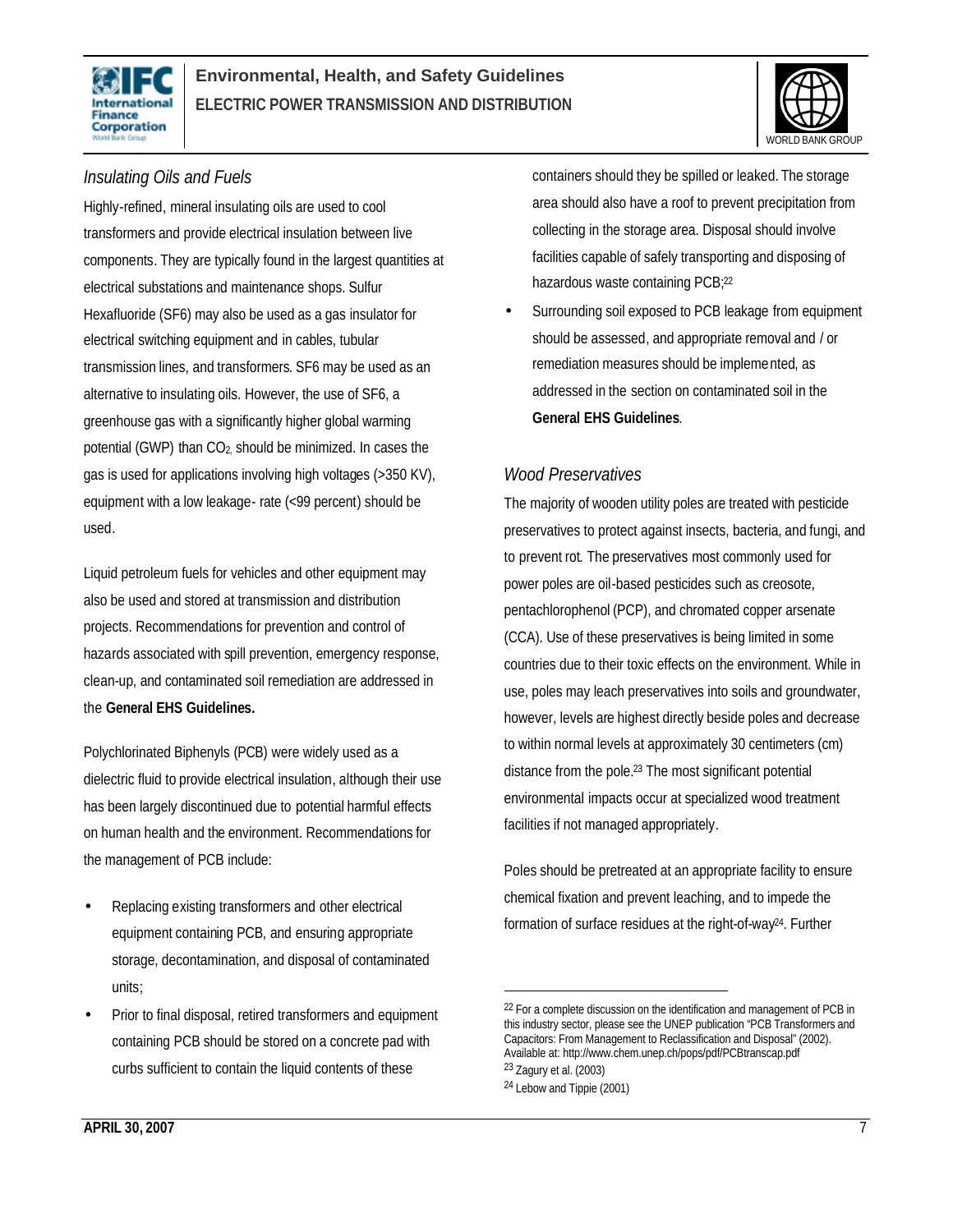### *Insulating Oils and Fuels*

Highly-refined, mineral insulating oils are used to cool transformers and provide electrical insulation between live components. They are typically found in the largest quantities at electrical substations and maintenance shops. Sulfur Hexafluoride (SF6) may also be used as a gas insulator for electrical switching equipment and in cables, tubular transmission lines, and transformers. SF6 may be used as an alternative to insulating oils. However, the use of SF6, a greenhouse gas with a significantly higher global warming potential (GWP) than $CO_2$, should be minimized. In cases the gas is used for applications involving high voltages (>350 KV), equipment with a low leakage- rate (<99 percent) should be used.

Liquid petroleum fuels for vehicles and other equipment may also be used and stored at transmission and distribution projects. Recommendations for prevention and control of hazards associated with spill prevention, emergency response, clean-up, and contaminated soil remediation are addressed in the **General EHS Guidelines.**

Polychlorinated Biphenyls (PCB) were widely used as a dielectric fluid to provide electrical insulation, although their use has been largely discontinued due to potential harmful effects on human health and the environment. Recommendations for the management of PCB include:

- Replacing existing transformers and other electrical equipment containing PCB, and ensuring appropriate storage, decontamination, and disposal of contaminated units;
- Prior to final disposal, retired transformers and equipment containing PCB should be stored on a concrete pad with curbs sufficient to contain the liquid contents of these containers should they be spilled or leaked. The storage area should also have a roof to prevent precipitation from collecting in the storage area. Disposal should involve facilities capable of safely transporting and disposing of hazardous waste containing PCB;[22]
- Surrounding soil exposed to PCB leakage from equipment should be assessed, and appropriate removal and / or remediation measures should be implemented, as addressed in the section on contaminated soil in the **General EHS Guidelines**.

### *Wood Preservatives*

The majority of wooden utility poles are treated with pesticide preservatives to protect against insects, bacteria, and fungi, and to prevent rot. The preservatives most commonly used for power poles are oil-based pesticides such as creosote, pentachlorophenol (PCP), and chromated copper arsenate (CCA). Use of these preservatives is being limited in some countries due to their toxic effects on the environment. While in use, poles may leach preservatives into soils and groundwater, however, levels are highest directly beside poles and decrease to within normal levels at approximately 30 centimeters (cm) distance from the pole.[23] The most significant potential environmental impacts occur at specialized wood treatment facilities if not managed appropriately.

Poles should be pretreated at an appropriate facility to ensure chemical fixation and prevent leaching, and to impede the formation of surface residues at the right-of-way[24]. Further

---

[22] For a complete discussion on the identification and management of PCB in this industry sector, please see the UNEP publication "PCB Transformers and Capacitors: From Management to Reclassification and Disposal" (2002). Available at: http://www.chem.unep.ch/pops/pdf/PCBtranscap.pdf

[23] Zagury et al. (2003)

[24] Lebow and Tippie (2001)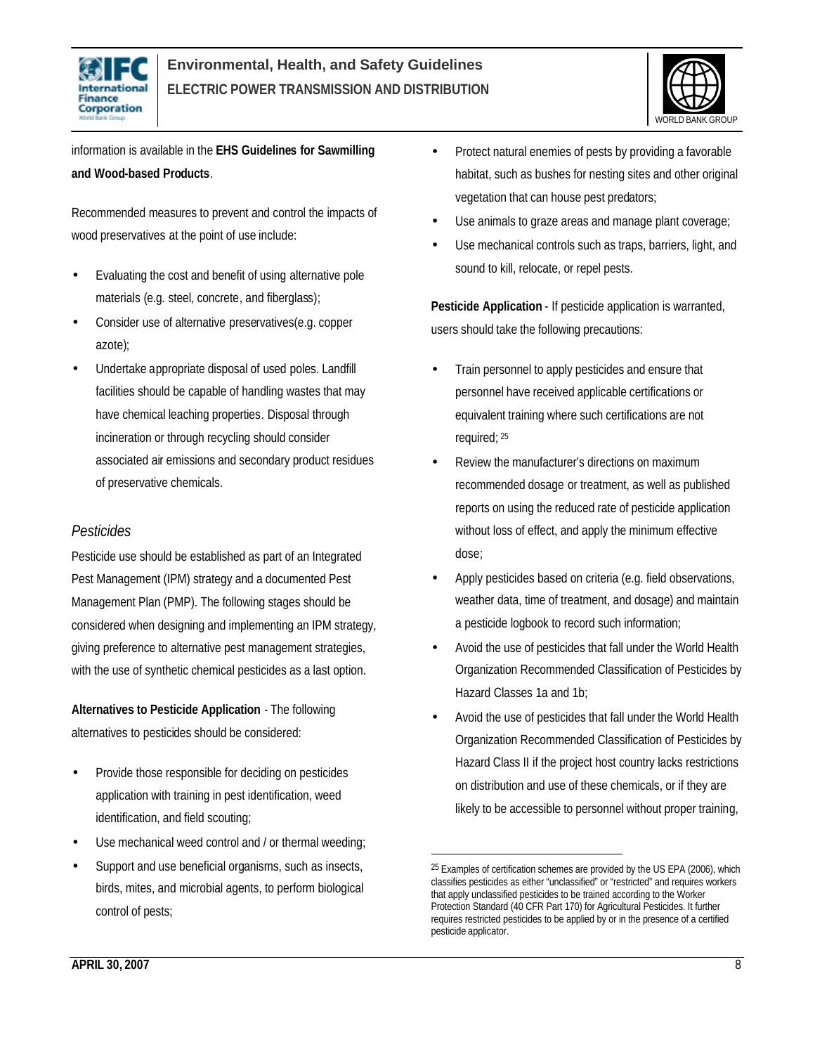information is available in the **EHS Guidelines for Sawmilling and Wood-based Products**.

Recommended measures to prevent and control the impacts of wood preservatives at the point of use include:

- Evaluating the cost and benefit of using alternative pole materials (e.g. steel, concrete, and fiberglass);
- Consider use of alternative preservatives(e.g. copper azote);
- Undertake appropriate disposal of used poles. Landfill facilities should be capable of handling wastes that may have chemical leaching properties. Disposal through incineration or through recycling should consider associated air emissions and secondary product residues of preservative chemicals.

### *Pesticides*

Pesticide use should be established as part of an Integrated Pest Management (IPM) strategy and a documented Pest Management Plan (PMP). The following stages should be considered when designing and implementing an IPM strategy, giving preference to alternative pest management strategies, with the use of synthetic chemical pesticides as a last option.

**Alternatives to Pesticide Application** - The following alternatives to pesticides should be considered:

- Provide those responsible for deciding on pesticides application with training in pest identification, weed identification, and field scouting;
- Use mechanical weed control and / or thermal weeding;
- Support and use beneficial organisms, such as insects, birds, mites, and microbial agents, to perform biological control of pests;
- Protect natural enemies of pests by providing a favorable habitat, such as bushes for nesting sites and other original vegetation that can house pest predators;
- Use animals to graze areas and manage plant coverage;
- Use mechanical controls such as traps, barriers, light, and sound to kill, relocate, or repel pests.

**Pesticide Application** - If pesticide application is warranted, users should take the following precautions:

- Train personnel to apply pesticides and ensure that personnel have received applicable certifications or equivalent training where such certifications are not required; [25]
- Review the manufacturer's directions on maximum recommended dosage or treatment, as well as published reports on using the reduced rate of pesticide application without loss of effect, and apply the minimum effective dose;
- Apply pesticides based on criteria (e.g. field observations, weather data, time of treatment, and dosage) and maintain a pesticide logbook to record such information;
- Avoid the use of pesticides that fall under the World Health Organization Recommended Classification of Pesticides by Hazard Classes 1a and 1b;
- Avoid the use of pesticides that fall under the World Health Organization Recommended Classification of Pesticides by Hazard Class II if the project host country lacks restrictions on distribution and use of these chemicals, or if they are likely to be accessible to personnel without proper training,

---

[25] Examples of certification schemes are provided by the US EPA (2006), which classifies pesticides as either "unclassified" or "restricted" and requires workers that apply unclassified pesticides to be trained according to the Worker Protection Standard (40 CFR Part 170) for Agricultural Pesticides. It further requires restricted pesticides to be applied by or in the presence of a certified pesticide applicator.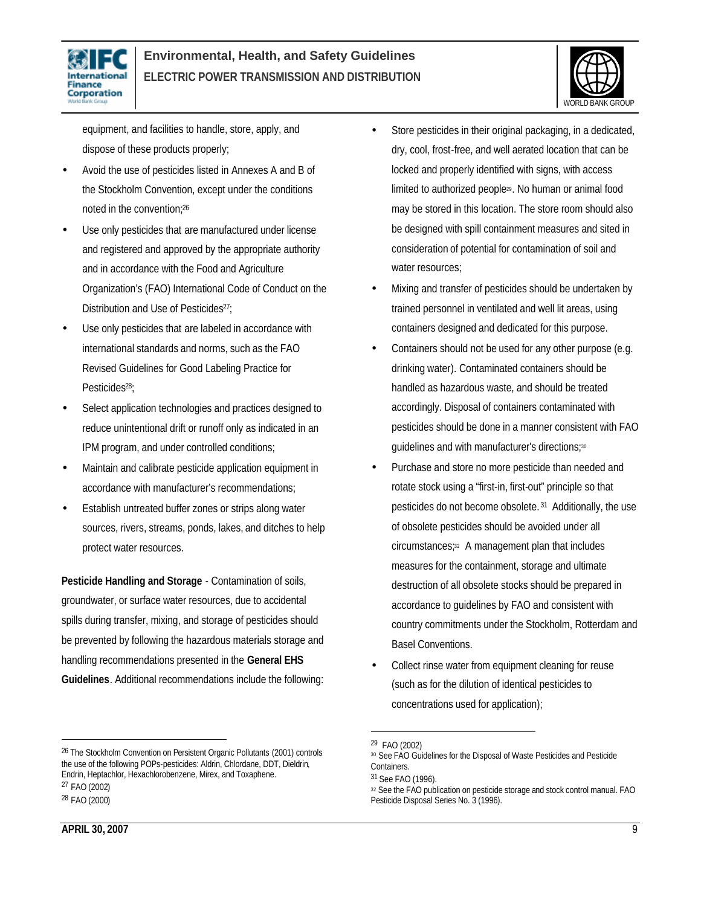equipment, and facilities to handle, store, apply, and dispose of these products properly;

- Avoid the use of pesticides listed in Annexes A and B of the Stockholm Convention, except under the conditions noted in the convention;[26]
- Use only pesticides that are manufactured under license and registered and approved by the appropriate authority and in accordance with the Food and Agriculture Organization's (FAO) International Code of Conduct on the Distribution and Use of Pesticides[27];
- Use only pesticides that are labeled in accordance with international standards and norms, such as the FAO Revised Guidelines for Good Labeling Practice for Pesticides[28];
- Select application technologies and practices designed to reduce unintentional drift or runoff only as indicated in an IPM program, and under controlled conditions;
- Maintain and calibrate pesticide application equipment in accordance with manufacturer's recommendations;
- Establish untreated buffer zones or strips along water sources, rivers, streams, ponds, lakes, and ditches to help protect water resources.

**Pesticide Handling and Storage** - Contamination of soils, groundwater, or surface water resources, due to accidental spills during transfer, mixing, and storage of pesticides should be prevented by following the hazardous materials storage and handling recommendations presented in the **General EHS Guidelines**. Additional recommendations include the following:

- Store pesticides in their original packaging, in a dedicated, dry, cool, frost-free, and well aerated location that can be locked and properly identified with signs, with access limited to authorized people[29]. No human or animal food may be stored in this location. The store room should also be designed with spill containment measures and sited in consideration of potential for contamination of soil and water resources;
- Mixing and transfer of pesticides should be undertaken by trained personnel in ventilated and well lit areas, using containers designed and dedicated for this purpose.
- Containers should not be used for any other purpose (e.g. drinking water). Contaminated containers should be handled as hazardous waste, and should be treated accordingly. Disposal of containers contaminated with pesticides should be done in a manner consistent with FAO guidelines and with manufacturer's directions;[30]
- Purchase and store no more pesticide than needed and rotate stock using a "first-in, first-out" principle so that pesticides do not become obsolete.[31] Additionally, the use of obsolete pesticides should be avoided under all circumstances;[32] A management plan that includes measures for the containment, storage and ultimate destruction of all obsolete stocks should be prepared in accordance to guidelines by FAO and consistent with country commitments under the Stockholm, Rotterdam and Basel Conventions.
- Collect rinse water from equipment cleaning for reuse (such as for the dilution of identical pesticides to concentrations used for application);

---

[26] The Stockholm Convention on Persistent Organic Pollutants (2001) controls the use of the following POPs-pesticides: Aldrin, Chlordane, DDT, Dieldrin, Endrin, Heptachlor, Hexachlorobenzene, Mirex, and Toxaphene.

[27] FAO (2002)

[28] FAO (2000)

[29] FAO (2002)

[30] See FAO Guidelines for the Disposal of Waste Pesticides and Pesticide Containers.

[31] See FAO (1996).

[32] See the FAO publication on pesticide storage and stock control manual. FAO Pesticide Disposal Series No. 3 (1996).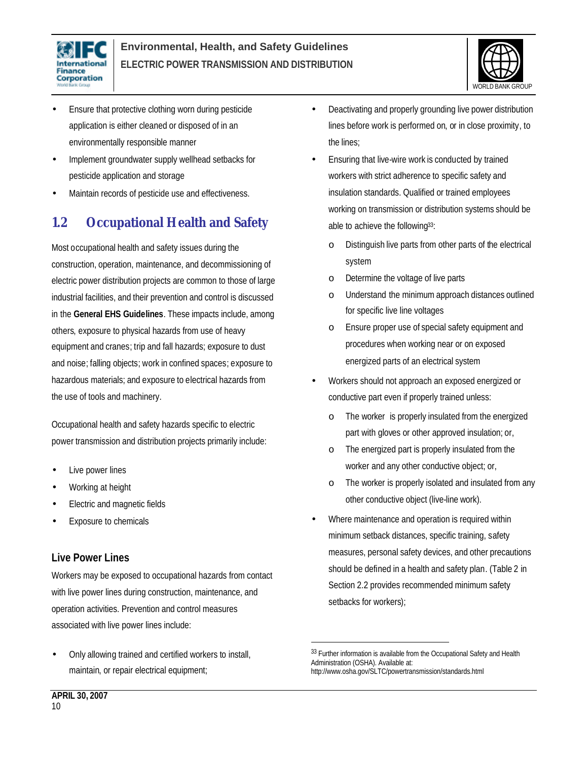- Ensure that protective clothing worn during pesticide application is either cleaned or disposed of in an environmentally responsible manner
- Implement groundwater supply wellhead setbacks for pesticide application and storage
- Maintain records of pesticide use and effectiveness.

## 1.2 Occupational Health and Safety

Most occupational health and safety issues during the construction, operation, maintenance, and decommissioning of electric power distribution projects are common to those of large industrial facilities, and their prevention and control is discussed in the **General EHS Guidelines**. These impacts include, among others, exposure to physical hazards from use of heavy equipment and cranes; trip and fall hazards; exposure to dust and noise; falling objects; work in confined spaces; exposure to hazardous materials; and exposure to electrical hazards from the use of tools and machinery.

Occupational health and safety hazards specific to electric power transmission and distribution projects primarily include:

- Live power lines
- Working at height
- Electric and magnetic fields
- Exposure to chemicals

### Live Power Lines

Workers may be exposed to occupational hazards from contact with live power lines during construction, maintenance, and operation activities. Prevention and control measures associated with live power lines include:

- Only allowing trained and certified workers to install, maintain, or repair electrical equipment;
- Deactivating and properly grounding live power distribution lines before work is performed on, or in close proximity, to the lines;
- Ensuring that live-wire work is conducted by trained workers with strict adherence to specific safety and insulation standards. Qualified or trained employees working on transmission or distribution systems should be able to achieve the following[33]:
    - Distinguish live parts from other parts of the electrical system
    - Determine the voltage of live parts
    - Understand the minimum approach distances outlined for specific live line voltages
    - Ensure proper use of special safety equipment and procedures when working near or on exposed energized parts of an electrical system
- Workers should not approach an exposed energized or conductive part even if properly trained unless:
    - The worker is properly insulated from the energized part with gloves or other approved insulation; or,
    - The energized part is properly insulated from the worker and any other conductive object; or,
    - The worker is properly isolated and insulated from any other conductive object (live-line work).
- Where maintenance and operation is required within minimum setback distances, specific training, safety measures, personal safety devices, and other precautions should be defined in a health and safety plan. (Table 2 in Section 2.2 provides recommended minimum safety setbacks for workers);

---

[33] Further information is available from the Occupational Safety and Health Administration (OSHA). Available at: http://www.osha.gov/SLTC/powertransmission/standards.html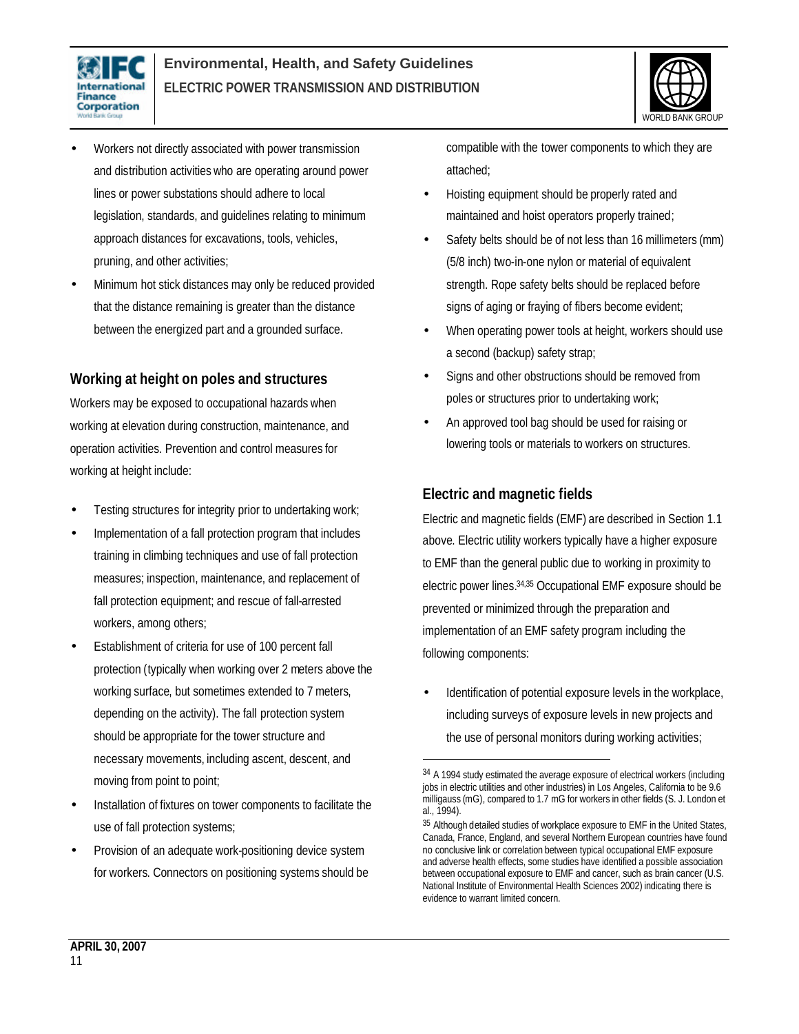- Workers not directly associated with power transmission and distribution activities who are operating around power lines or power substations should adhere to local legislation, standards, and guidelines relating to minimum approach distances for excavations, tools, vehicles, pruning, and other activities;
- Minimum hot stick distances may only be reduced provided that the distance remaining is greater than the distance between the energized part and a grounded surface.

## Working at height on poles and structures

Workers may be exposed to occupational hazards when working at elevation during construction, maintenance, and operation activities. Prevention and control measures for working at height include:

- Testing structures for integrity prior to undertaking work;
- Implementation of a fall protection program that includes training in climbing techniques and use of fall protection measures; inspection, maintenance, and replacement of fall protection equipment; and rescue of fall-arrested workers, among others;
- Establishment of criteria for use of 100 percent fall protection (typically when working over 2 meters above the working surface, but sometimes extended to 7 meters, depending on the activity). The fall protection system should be appropriate for the tower structure and necessary movements, including ascent, descent, and moving from point to point;
- Installation of fixtures on tower components to facilitate the use of fall protection systems;
- Provision of an adequate work-positioning device system for workers. Connectors on positioning systems should be compatible with the tower components to which they are attached;
- Hoisting equipment should be properly rated and maintained and hoist operators properly trained;
- Safety belts should be of not less than 16 millimeters (mm) (5/8 inch) two-in-one nylon or material of equivalent strength. Rope safety belts should be replaced before signs of aging or fraying of fibers become evident;
- When operating power tools at height, workers should use a second (backup) safety strap;
- Signs and other obstructions should be removed from poles or structures prior to undertaking work;
- An approved tool bag should be used for raising or lowering tools or materials to workers on structures.

## Electric and magnetic fields

Electric and magnetic fields (EMF) are described in Section 1.1 above. Electric utility workers typically have a higher exposure to EMF than the general public due to working in proximity to electric power lines.[34,35] Occupational EMF exposure should be prevented or minimized through the preparation and implementation of an EMF safety program including the following components:

- Identification of potential exposure levels in the workplace, including surveys of exposure levels in new projects and the use of personal monitors during working activities;

---

[34] A 1994 study estimated the average exposure of electrical workers (including jobs in electric utilities and other industries) in Los Angeles, California to be 9.6 milligauss (mG), compared to 1.7 mG for workers in other fields (S. J. London et al., 1994).

[35] Although detailed studies of workplace exposure to EMF in the United States, Canada, France, England, and several Northern European countries have found no conclusive link or correlation between typical occupational EMF exposure and adverse health effects, some studies have identified a possible association between occupational exposure to EMF and cancer, such as brain cancer (U.S. National Institute of Environmental Health Sciences 2002) indicating there is evidence to warrant limited concern.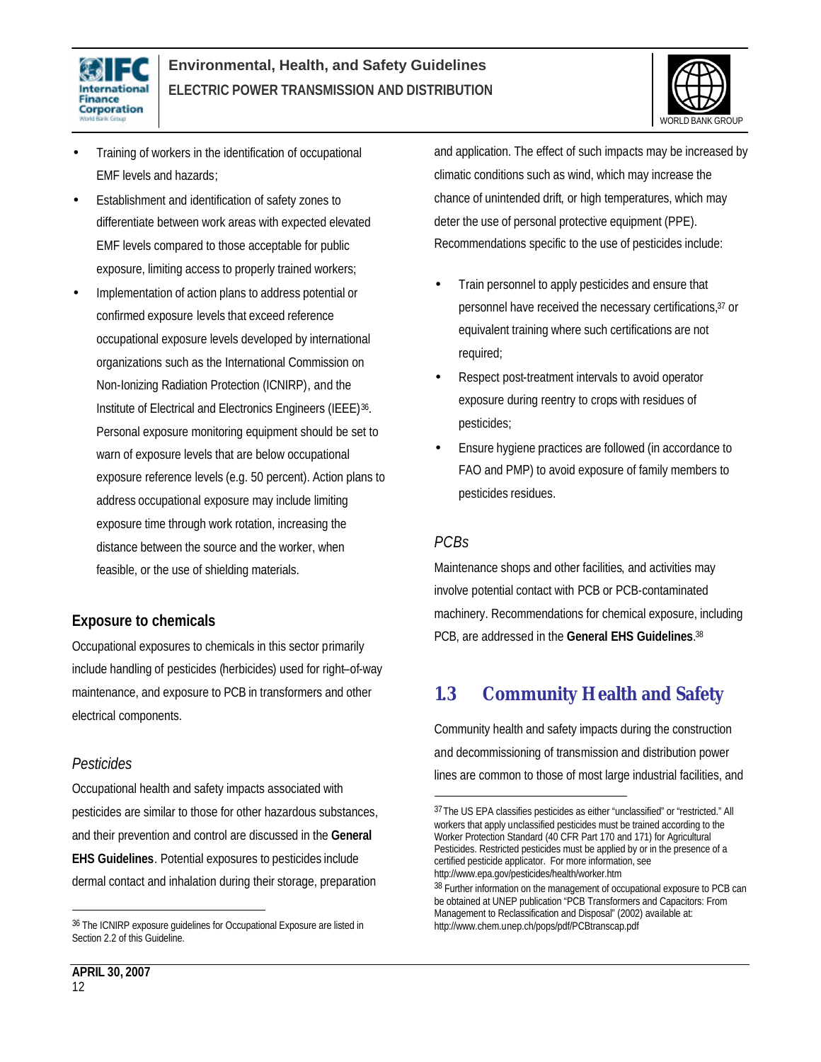- Training of workers in the identification of occupational EMF levels and hazards;
- Establishment and identification of safety zones to differentiate between work areas with expected elevated EMF levels compared to those acceptable for public exposure, limiting access to properly trained workers;
- Implementation of action plans to address potential or confirmed exposure levels that exceed reference occupational exposure levels developed by international organizations such as the International Commission on Non-Ionizing Radiation Protection (ICNIRP), and the Institute of Electrical and Electronics Engineers (IEEE)[36]. Personal exposure monitoring equipment should be set to warn of exposure levels that are below occupational exposure reference levels (e.g. 50 percent). Action plans to address occupational exposure may include limiting exposure time through work rotation, increasing the distance between the source and the worker, when feasible, or the use of shielding materials.

### Exposure to chemicals

Occupational exposures to chemicals in this sector primarily include handling of pesticides (herbicides) used for right–of-way maintenance, and exposure to PCB in transformers and other electrical components.

#### *Pesticides*

Occupational health and safety impacts associated with pesticides are similar to those for other hazardous substances, and their prevention and control are discussed in the **General EHS Guidelines**. Potential exposures to pesticides include dermal contact and inhalation during their storage, preparation and application. The effect of such impacts may be increased by climatic conditions such as wind, which may increase the chance of unintended drift, or high temperatures, which may deter the use of personal protective equipment (PPE). Recommendations specific to the use of pesticides include:

- Train personnel to apply pesticides and ensure that personnel have received the necessary certifications,[37] or equivalent training where such certifications are not required;
- Respect post-treatment intervals to avoid operator exposure during reentry to crops with residues of pesticides;
- Ensure hygiene practices are followed (in accordance to FAO and PMP) to avoid exposure of family members to pesticides residues.

#### *PCBs*

Maintenance shops and other facilities, and activities may involve potential contact with PCB or PCB-contaminated machinery. Recommendations for chemical exposure, including PCB, are addressed in the **General EHS Guidelines**.[38]

## 1.3 Community Health and Safety

Community health and safety impacts during the construction and decommissioning of transmission and distribution power lines are common to those of most large industrial facilities, and

---

[36] The ICNIRP exposure guidelines for Occupational Exposure are listed in Section 2.2 of this Guideline.

[37] The US EPA classifies pesticides as either "unclassified" or "restricted." All workers that apply unclassified pesticides must be trained according to the Worker Protection Standard (40 CFR Part 170 and 171) for Agricultural Pesticides. Restricted pesticides must be applied by or in the presence of a certified pesticide applicator. For more information, see http://www.epa.gov/pesticides/health/worker.htm

[38] Further information on the management of occupational exposure to PCB can be obtained at UNEP publication "PCB Transformers and Capacitors: From Management to Reclassification and Disposal" (2002) available at: http://www.chem.unep.ch/pops/pdf/PCBtranscap.pdf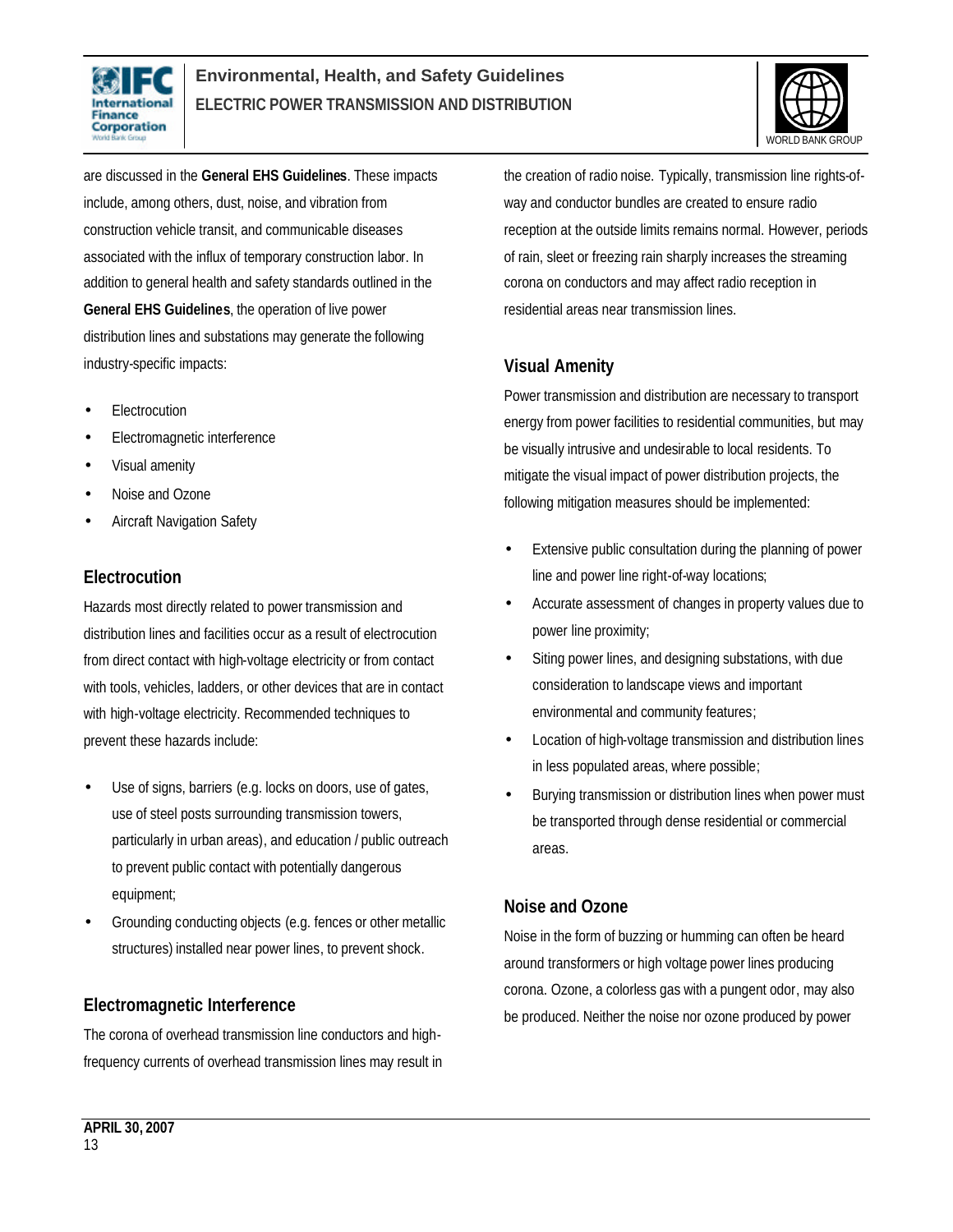are discussed in the **General EHS Guidelines**. These impacts include, among others, dust, noise, and vibration from construction vehicle transit, and communicable diseases associated with the influx of temporary construction labor. In addition to general health and safety standards outlined in the **General EHS Guidelines**, the operation of live power distribution lines and substations may generate the following industry-specific impacts:

- Electrocution
- Electromagnetic interference
- Visual amenity
- Noise and Ozone
- Aircraft Navigation Safety

### Electrocution

Hazards most directly related to power transmission and distribution lines and facilities occur as a result of electrocution from direct contact with high-voltage electricity or from contact with tools, vehicles, ladders, or other devices that are in contact with high-voltage electricity. Recommended techniques to prevent these hazards include:

- Use of signs, barriers (e.g. locks on doors, use of gates, use of steel posts surrounding transmission towers, particularly in urban areas), and education / public outreach to prevent public contact with potentially dangerous equipment;
- Grounding conducting objects (e.g. fences or other metallic structures) installed near power lines, to prevent shock.

### Electromagnetic Interference

The corona of overhead transmission line conductors and high-frequency currents of overhead transmission lines may result in the creation of radio noise. Typically, transmission line rights-of-way and conductor bundles are created to ensure radio reception at the outside limits remains normal. However, periods of rain, sleet or freezing rain sharply increases the streaming corona on conductors and may affect radio reception in residential areas near transmission lines.

### Visual Amenity

Power transmission and distribution are necessary to transport energy from power facilities to residential communities, but may be visually intrusive and undesirable to local residents. To mitigate the visual impact of power distribution projects, the following mitigation measures should be implemented:

- Extensive public consultation during the planning of power line and power line right-of-way locations;
- Accurate assessment of changes in property values due to power line proximity;
- Siting power lines, and designing substations, with due consideration to landscape views and important environmental and community features;
- Location of high-voltage transmission and distribution lines in less populated areas, where possible;
- Burying transmission or distribution lines when power must be transported through dense residential or commercial areas.

### Noise and Ozone

Noise in the form of buzzing or humming can often be heard around transformers or high voltage power lines producing corona. Ozone, a colorless gas with a pungent odor, may also be produced. Neither the noise nor ozone produced by power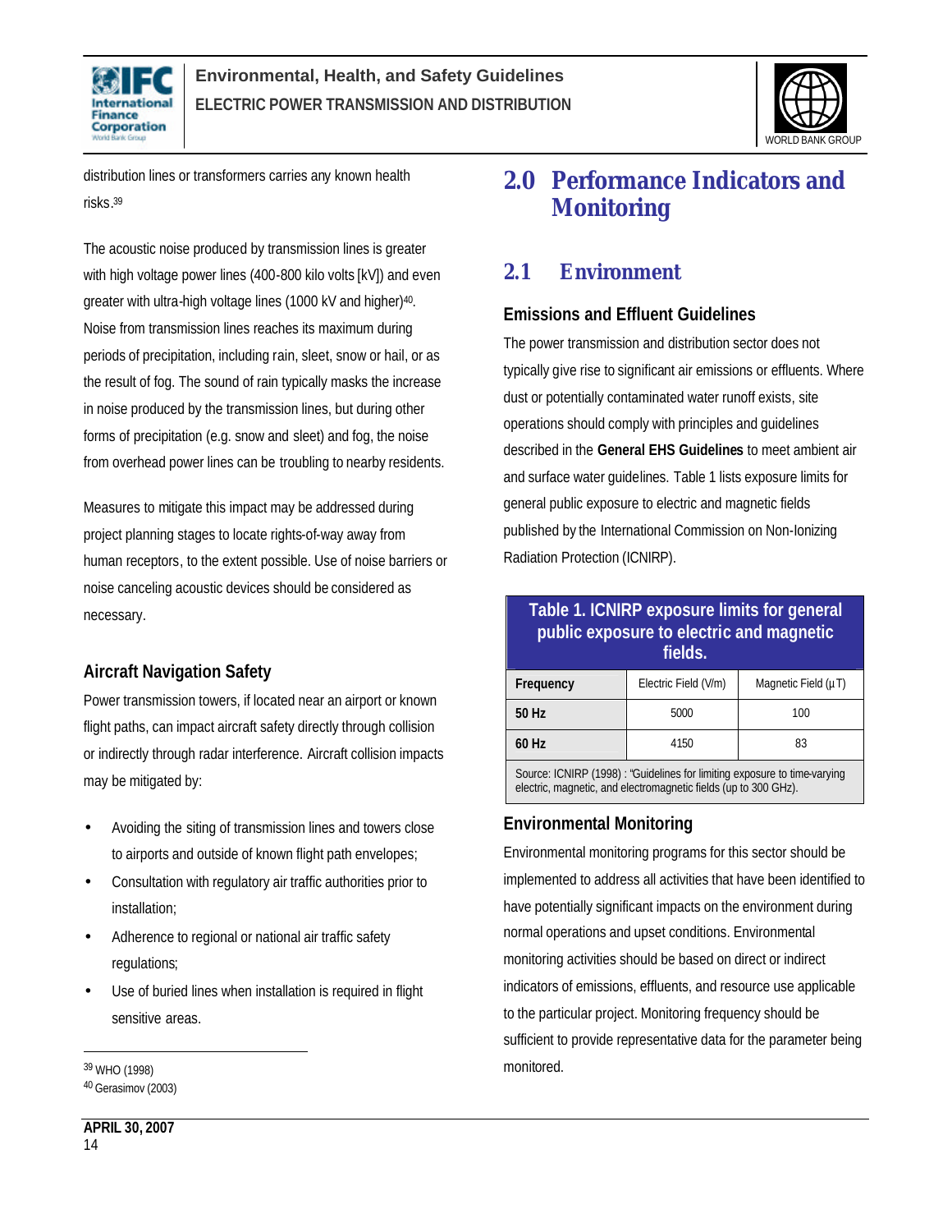distribution lines or transformers carries any known health risks.[39]

The acoustic noise produced by transmission lines is greater with high voltage power lines (400-800 kilo volts [kV]) and even greater with ultra-high voltage lines (1000 kV and higher)[40]. Noise from transmission lines reaches its maximum during periods of precipitation, including rain, sleet, snow or hail, or as the result of fog. The sound of rain typically masks the increase in noise produced by the transmission lines, but during other forms of precipitation (e.g. snow and sleet) and fog, the noise from overhead power lines can be troubling to nearby residents.

Measures to mitigate this impact may be addressed during project planning stages to locate rights-of-way away from human receptors, to the extent possible. Use of noise barriers or noise canceling acoustic devices should be considered as necessary.

### Aircraft Navigation Safety

Power transmission towers, if located near an airport or known flight paths, can impact aircraft safety directly through collision or indirectly through radar interference. Aircraft collision impacts may be mitigated by:

- Avoiding the siting of transmission lines and towers close to airports and outside of known flight path envelopes;
- Consultation with regulatory air traffic authorities prior to installation;
- Adherence to regional or national air traffic safety regulations;
- Use of buried lines when installation is required in flight sensitive areas.

[39] WHO (1998)
[40] Gerasimov (2003)

# 2.0 Performance Indicators and Monitoring

## 2.1 Environment

### Emissions and Effluent Guidelines

The power transmission and distribution sector does not typically give rise to significant air emissions or effluents. Where dust or potentially contaminated water runoff exists, site operations should comply with principles and guidelines described in the **General EHS Guidelines** to meet ambient air and surface water guidelines. Table 1 lists exposure limits for general public exposure to electric and magnetic fields published by the International Commission on Non-Ionizing Radiation Protection (ICNIRP).

**Table 1. ICNIRP exposure limits for general public exposure to electric and magnetic fields.**

| Frequency | Electric Field (V/m) | Magnetic Field (µT) |
|---|---|---|
| 50 Hz | 5000 | 100 |
| 60 Hz | 4150 | 83 |

Source: ICNIRP (1998) : "Guidelines for limiting exposure to time-varying electric, magnetic, and electromagnetic fields (up to 300 GHz).

### Environmental Monitoring

Environmental monitoring programs for this sector should be implemented to address all activities that have been identified to have potentially significant impacts on the environment during normal operations and upset conditions. Environmental monitoring activities should be based on direct or indirect indicators of emissions, effluents, and resource use applicable to the particular project. Monitoring frequency should be sufficient to provide representative data for the parameter being monitored.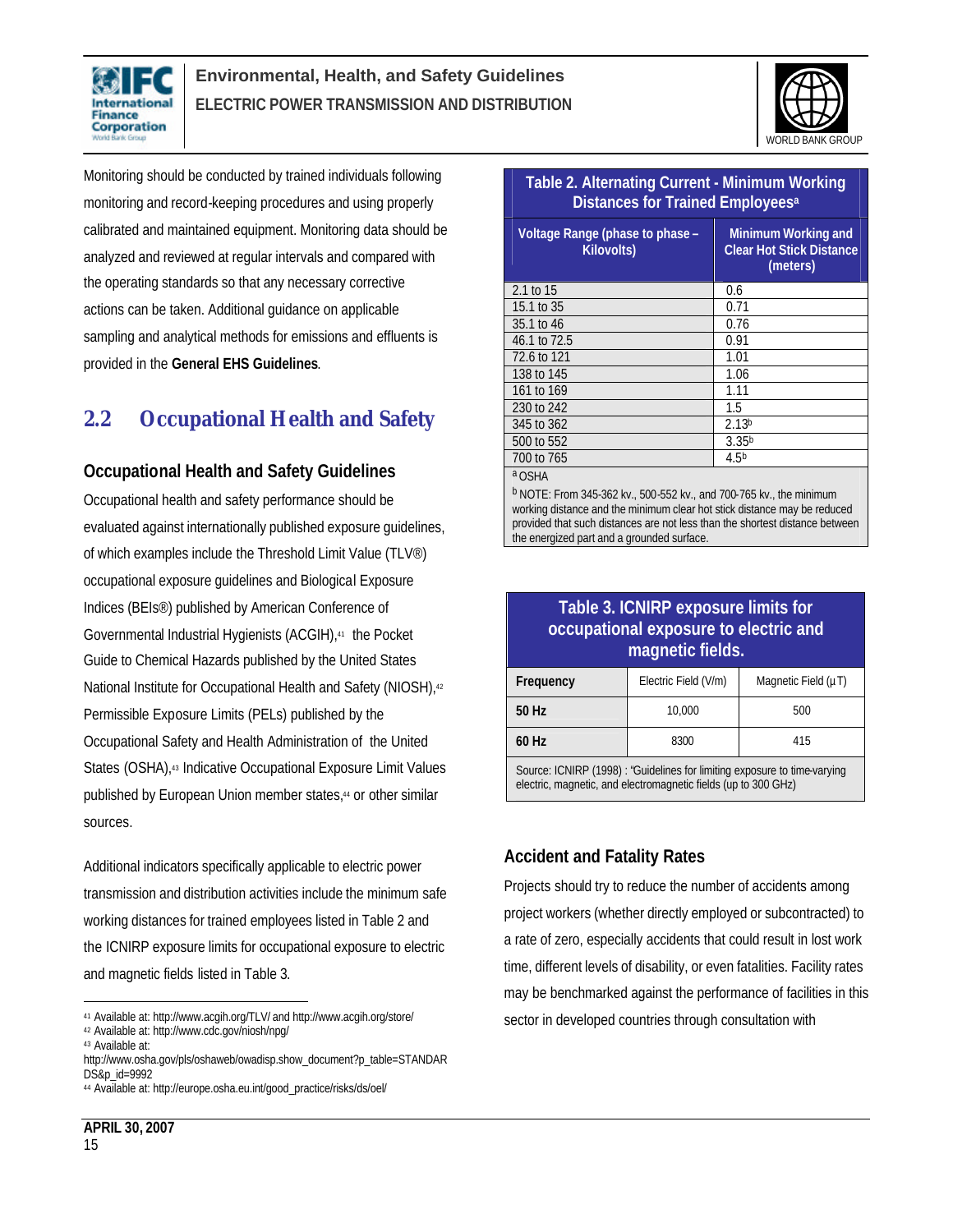Monitoring should be conducted by trained individuals following monitoring and record-keeping procedures and using properly calibrated and maintained equipment. Monitoring data should be analyzed and reviewed at regular intervals and compared with the operating standards so that any necessary corrective actions can be taken. Additional guidance on applicable sampling and analytical methods for emissions and effluents is provided in the **General EHS Guidelines**.

## 2.2 Occupational Health and Safety

### Occupational Health and Safety Guidelines

Occupational health and safety performance should be evaluated against internationally published exposure guidelines, of which examples include the Threshold Limit Value (TLV®) occupational exposure guidelines and Biological Exposure Indices (BEIs®) published by American Conference of Governmental Industrial Hygienists (ACGIH),[41] the Pocket Guide to Chemical Hazards published by the United States National Institute for Occupational Health and Safety (NIOSH),[42] Permissible Exposure Limits (PELs) published by the Occupational Safety and Health Administration of the United States (OSHA),[43] Indicative Occupational Exposure Limit Values published by European Union member states,[44] or other similar sources.

Additional indicators specifically applicable to electric power transmission and distribution activities include the minimum safe working distances for trained employees listed in Table 2 and the ICNIRP exposure limits for occupational exposure to electric and magnetic fields listed in Table 3.

**Table 2. Alternating Current - Minimum Working Distances for Trained Employees[a]**

| Voltage Range (phase to phase – Kilovolts) | Minimum Working and Clear Hot Stick Distance (meters) |
|---|---|
| 2.1 to 15 | 0.6 |
| 15.1 to 35 | 0.71 |
| 35.1 to 46 | 0.76 |
| 46.1 to 72.5 | 0.91 |
| 72.6 to 121 | 1.01 |
| 138 to 145 | 1.06 |
| 161 to 169 | 1.11 |
| 230 to 242 | 1.5 |
| 345 to 362 | 2.13[b] |
| 500 to 552 | 3.35[b] |
| 700 to 765 | 4.5[b] |

[a] OSHA

[b] NOTE: From 345-362 kv., 500-552 kv., and 700-765 kv., the minimum working distance and the minimum clear hot stick distance may be reduced provided that such distances are not less than the shortest distance between the energized part and a grounded surface.

**Table 3. ICNIRP exposure limits for occupational exposure to electric and magnetic fields.**

| Frequency | Electric Field (V/m) | Magnetic Field (µT) |
|---|---|---|
| **50 Hz** | 10,000 | 500 |
| **60 Hz** | 8300 | 415 |

Source: ICNIRP (1998) : "Guidelines for limiting exposure to time-varying electric, magnetic, and electromagnetic fields (up to 300 GHz)

### Accident and Fatality Rates

Projects should try to reduce the number of accidents among project workers (whether directly employed or subcontracted) to a rate of zero, especially accidents that could result in lost work time, different levels of disability, or even fatalities. Facility rates may be benchmarked against the performance of facilities in this sector in developed countries through consultation with

---

[41] Available at: http://www.acgih.org/TLV/ and http://www.acgih.org/store/

[42] Available at: http://www.cdc.gov/niosh/npg/

[43] Available at: http://www.osha.gov/pls/oshaweb/owadisp.show_document?p_table=STANDARDS&p_id=9992

[44] Available at: http://europe.osha.eu.int/good_practice/risks/ds/oel/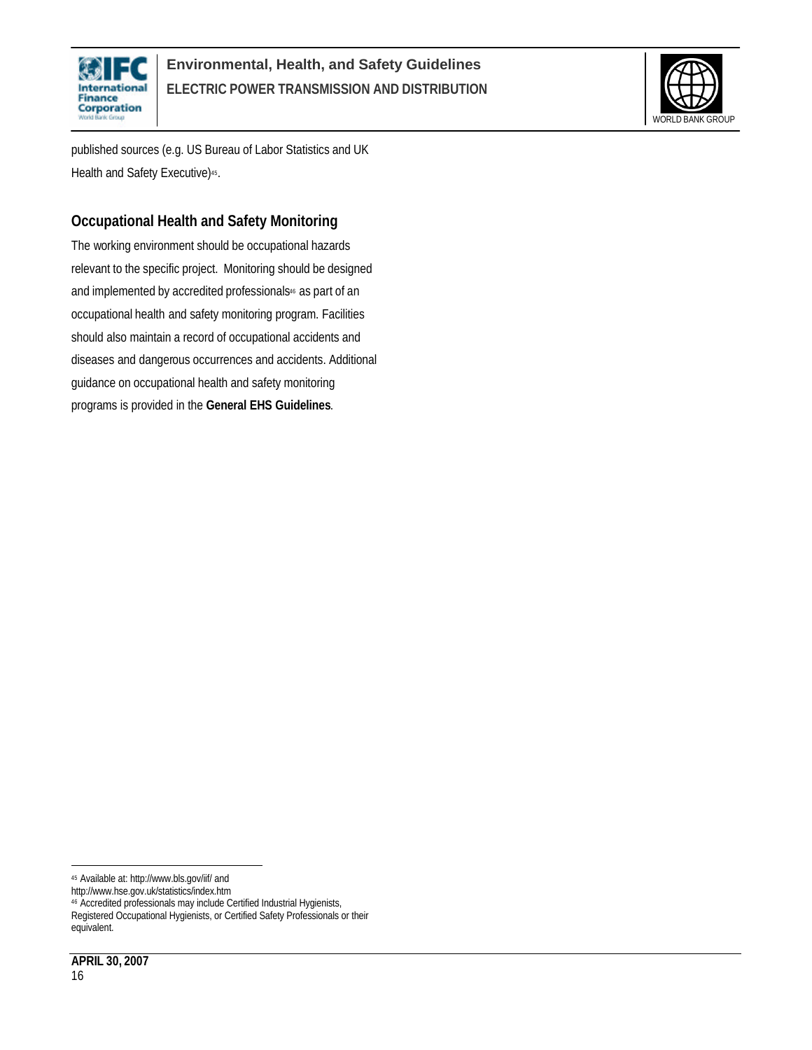published sources (e.g. US Bureau of Labor Statistics and UK Health and Safety Executive)[45].

## Occupational Health and Safety Monitoring

The working environment should be occupational hazards relevant to the specific project. Monitoring should be designed and implemented by accredited professionals[46] as part of an occupational health and safety monitoring program. Facilities should also maintain a record of occupational accidents and diseases and dangerous occurrences and accidents. Additional guidance on occupational health and safety monitoring programs is provided in the **General EHS Guidelines**.

---

[45] Available at: http://www.bls.gov/iif/ and http://www.hse.gov.uk/statistics/index.htm

[46] Accredited professionals may include Certified Industrial Hygienists, Registered Occupational Hygienists, or Certified Safety Professionals or their equivalent.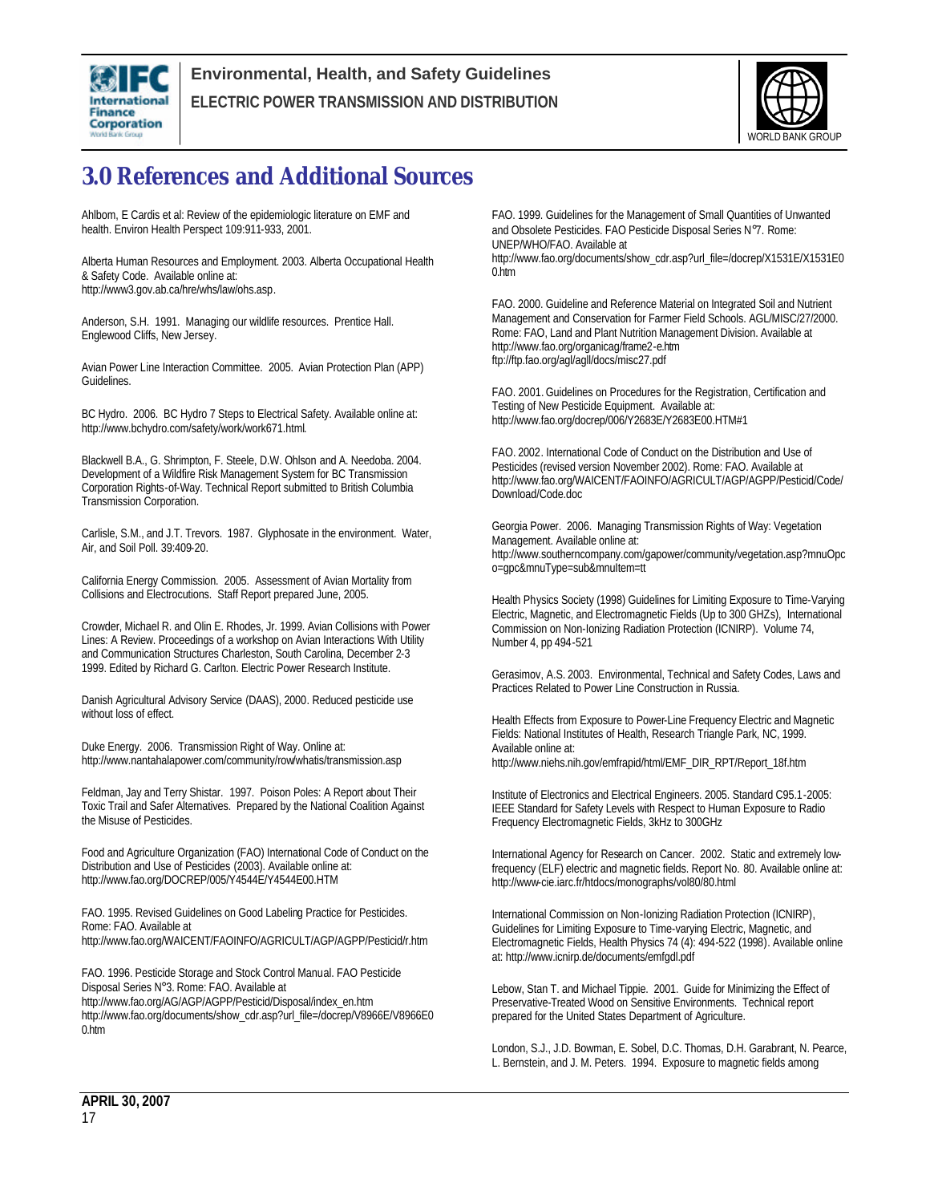# 3.0 References and Additional Sources

Ahlbom, E Cardis et al: Review of the epidemiologic literature on EMF and health. Environ Health Perspect 109:911-933, 2001.

Alberta Human Resources and Employment. 2003. Alberta Occupational Health & Safety Code. Available online at: http://www3.gov.ab.ca/hre/whs/law/ohs.asp.

Anderson, S.H. 1991. Managing our wildlife resources. Prentice Hall. Englewood Cliffs, New Jersey.

Avian Power Line Interaction Committee. 2005. Avian Protection Plan (APP) Guidelines.

BC Hydro. 2006. BC Hydro 7 Steps to Electrical Safety. Available online at: http://www.bchydro.com/safety/work/work671.html.

Blackwell B.A., G. Shrimpton, F. Steele, D.W. Ohlson and A. Needoba. 2004. Development of a Wildfire Risk Management System for BC Transmission Corporation Rights-of-Way. Technical Report submitted to British Columbia Transmission Corporation.

Carlisle, S.M., and J.T. Trevors. 1987. Glyphosate in the environment. Water, Air, and Soil Poll. 39:409-20.

California Energy Commission. 2005. Assessment of Avian Mortality from Collisions and Electrocutions. Staff Report prepared June, 2005.

Crowder, Michael R. and Olin E. Rhodes, Jr. 1999. Avian Collisions with Power Lines: A Review. Proceedings of a workshop on Avian Interactions With Utility and Communication Structures Charleston, South Carolina, December 2-3 1999. Edited by Richard G. Carlton. Electric Power Research Institute.

Danish Agricultural Advisory Service (DAAS), 2000. Reduced pesticide use without loss of effect.

Duke Energy. 2006. Transmission Right of Way. Online at: http://www.nantahalapower.com/community/row/whatis/transmission.asp

Feldman, Jay and Terry Shistar. 1997. Poison Poles: A Report about Their Toxic Trail and Safer Alternatives. Prepared by the National Coalition Against the Misuse of Pesticides.

Food and Agriculture Organization (FAO) International Code of Conduct on the Distribution and Use of Pesticides (2003). Available online at: http://www.fao.org/DOCREP/005/Y4544E/Y4544E00.HTM

FAO. 1995. Revised Guidelines on Good Labeling Practice for Pesticides. Rome: FAO. Available at http://www.fao.org/WAICENT/FAOINFO/AGRICULT/AGP/AGPP/Pesticid/r.htm

FAO. 1996. Pesticide Storage and Stock Control Manual. FAO Pesticide Disposal Series N°3. Rome: FAO. Available at http://www.fao.org/AG/AGP/AGPP/Pesticid/Disposal/index_en.htm http://www.fao.org/documents/show_cdr.asp?url_file=/docrep/V8966E/V8966E00.htm

FAO. 1999. Guidelines for the Management of Small Quantities of Unwanted and Obsolete Pesticides. FAO Pesticide Disposal Series N°7. Rome: UNEP/WHO/FAO. Available at http://www.fao.org/documents/show_cdr.asp?url_file=/docrep/X1531E/X1531E00.htm

FAO. 2000. Guideline and Reference Material on Integrated Soil and Nutrient Management and Conservation for Farmer Field Schools. AGL/MISC/27/2000. Rome: FAO, Land and Plant Nutrition Management Division. Available at http://www.fao.org/organicag/frame2-e.htm ftp://ftp.fao.org/agl/agll/docs/misc27.pdf

FAO. 2001. Guidelines on Procedures for the Registration, Certification and Testing of New Pesticide Equipment. Available at: http://www.fao.org/docrep/006/Y2683E/Y2683E00.HTM#1

FAO. 2002. International Code of Conduct on the Distribution and Use of Pesticides (revised version November 2002). Rome: FAO. Available at http://www.fao.org/WAICENT/FAOINFO/AGRICULT/AGP/AGPP/Pesticid/Code/Download/Code.doc

Georgia Power. 2006. Managing Transmission Rights of Way: Vegetation Management. Available online at: http://www.southerncompany.com/gapower/community/vegetation.asp?mnuOpco=gpc&mnuType=sub&mnuItem=tt

Health Physics Society (1998) Guidelines for Limiting Exposure to Time-Varying Electric, Magnetic, and Electromagnetic Fields (Up to 300 GHZs), International Commission on Non-Ionizing Radiation Protection (ICNIRP). Volume 74, Number 4, pp 494-521

Gerasimov, A.S. 2003. Environmental, Technical and Safety Codes, Laws and Practices Related to Power Line Construction in Russia.

Health Effects from Exposure to Power-Line Frequency Electric and Magnetic Fields: National Institutes of Health, Research Triangle Park, NC, 1999. Available online at: http://www.niehs.nih.gov/emfrapid/html/EMF_DIR_RPT/Report_18f.htm

Institute of Electronics and Electrical Engineers. 2005. Standard C95.1-2005: IEEE Standard for Safety Levels with Respect to Human Exposure to Radio Frequency Electromagnetic Fields, 3kHz to 300GHz

International Agency for Research on Cancer. 2002. Static and extremely low-frequency (ELF) electric and magnetic fields. Report No. 80. Available online at: http://www-cie.iarc.fr/htdocs/monographs/vol80/80.html

International Commission on Non-Ionizing Radiation Protection (ICNIRP), Guidelines for Limiting Exposure to Time-varying Electric, Magnetic, and Electromagnetic Fields, Health Physics 74 (4): 494-522 (1998). Available online at: http://www.icnirp.de/documents/emfgdl.pdf

Lebow, Stan T. and Michael Tippie. 2001. Guide for Minimizing the Effect of Preservative-Treated Wood on Sensitive Environments. Technical report prepared for the United States Department of Agriculture.

London, S.J., J.D. Bowman, E. Sobel, D.C. Thomas, D.H. Garabrant, N. Pearce, L. Bernstein, and J. M. Peters. 1994. Exposure to magnetic fields among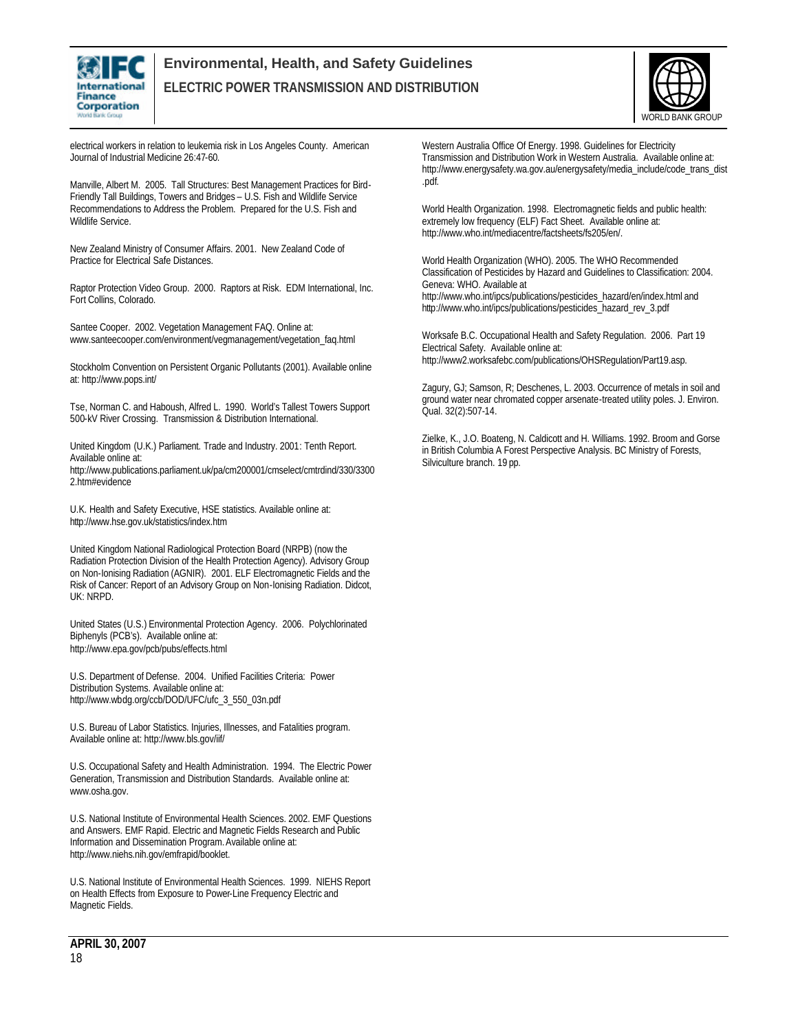electrical workers in relation to leukemia risk in Los Angeles County. American Journal of Industrial Medicine 26:47-60.

Manville, Albert M. 2005. Tall Structures: Best Management Practices for Bird-Friendly Tall Buildings, Towers and Bridges – U.S. Fish and Wildlife Service Recommendations to Address the Problem. Prepared for the U.S. Fish and Wildlife Service.

New Zealand Ministry of Consumer Affairs. 2001. New Zealand Code of Practice for Electrical Safe Distances.

Raptor Protection Video Group. 2000. Raptors at Risk. EDM International, Inc. Fort Collins, Colorado.

Santee Cooper. 2002. Vegetation Management FAQ. Online at: www.santeecooper.com/environment/vegmanagement/vegetation_faq.html

Stockholm Convention on Persistent Organic Pollutants (2001). Available online at: http://www.pops.int/

Tse, Norman C. and Haboush, Alfred L. 1990. World's Tallest Towers Support 500-kV River Crossing. Transmission & Distribution International.

United Kingdom (U.K.) Parliament. Trade and Industry. 2001: Tenth Report. Available online at: http://www.publications.parliament.uk/pa/cm200001/cmselect/cmtrdind/330/33002.htm#evidence

U.K. Health and Safety Executive, HSE statistics. Available online at: http://www.hse.gov.uk/statistics/index.htm

United Kingdom National Radiological Protection Board (NRPB) (now the Radiation Protection Division of the Health Protection Agency). Advisory Group on Non-Ionising Radiation (AGNIR). 2001. ELF Electromagnetic Fields and the Risk of Cancer: Report of an Advisory Group on Non-Ionising Radiation. Didcot, UK: NRPD.

United States (U.S.) Environmental Protection Agency. 2006. Polychlorinated Biphenyls (PCB's). Available online at: http://www.epa.gov/pcb/pubs/effects.html

U.S. Department of Defense. 2004. Unified Facilities Criteria: Power Distribution Systems. Available online at: http://www.wbdg.org/ccb/DOD/UFC/ufc_3_550_03n.pdf

U.S. Bureau of Labor Statistics. Injuries, Illnesses, and Fatalities program. Available online at: http://www.bls.gov/iif/

U.S. Occupational Safety and Health Administration. 1994. The Electric Power Generation, Transmission and Distribution Standards. Available online at: www.osha.gov.

U.S. National Institute of Environmental Health Sciences. 2002. EMF Questions and Answers. EMF Rapid. Electric and Magnetic Fields Research and Public Information and Dissemination Program. Available online at: http://www.niehs.nih.gov/emfrapid/booklet.

U.S. National Institute of Environmental Health Sciences. 1999. NIEHS Report on Health Effects from Exposure to Power-Line Frequency Electric and Magnetic Fields.

Western Australia Office Of Energy. 1998. Guidelines for Electricity Transmission and Distribution Work in Western Australia. Available online at: http://www.energysafety.wa.gov.au/energysafety/media_include/code_trans_dist.pdf.

World Health Organization. 1998. Electromagnetic fields and public health: extremely low frequency (ELF) Fact Sheet. Available online at: http://www.who.int/mediacentre/factsheets/fs205/en/.

World Health Organization (WHO). 2005. The WHO Recommended Classification of Pesticides by Hazard and Guidelines to Classification: 2004. Geneva: WHO. Available at http://www.who.int/ipcs/publications/pesticides_hazard/en/index.html and http://www.who.int/ipcs/publications/pesticides_hazard_rev_3.pdf

Worksafe B.C. Occupational Health and Safety Regulation. 2006. Part 19 Electrical Safety. Available online at: http://www2.worksafebc.com/publications/OHSRegulation/Part19.asp.

Zagury, GJ; Samson, R; Deschenes, L. 2003. Occurrence of metals in soil and ground water near chromated copper arsenate-treated utility poles. J. Environ. Qual. 32(2):507-14.

Zielke, K., J.O. Boateng, N. Caldicott and H. Williams. 1992. Broom and Gorse in British Columbia A Forest Perspective Analysis. BC Ministry of Forests, Silviculture branch. 19 pp.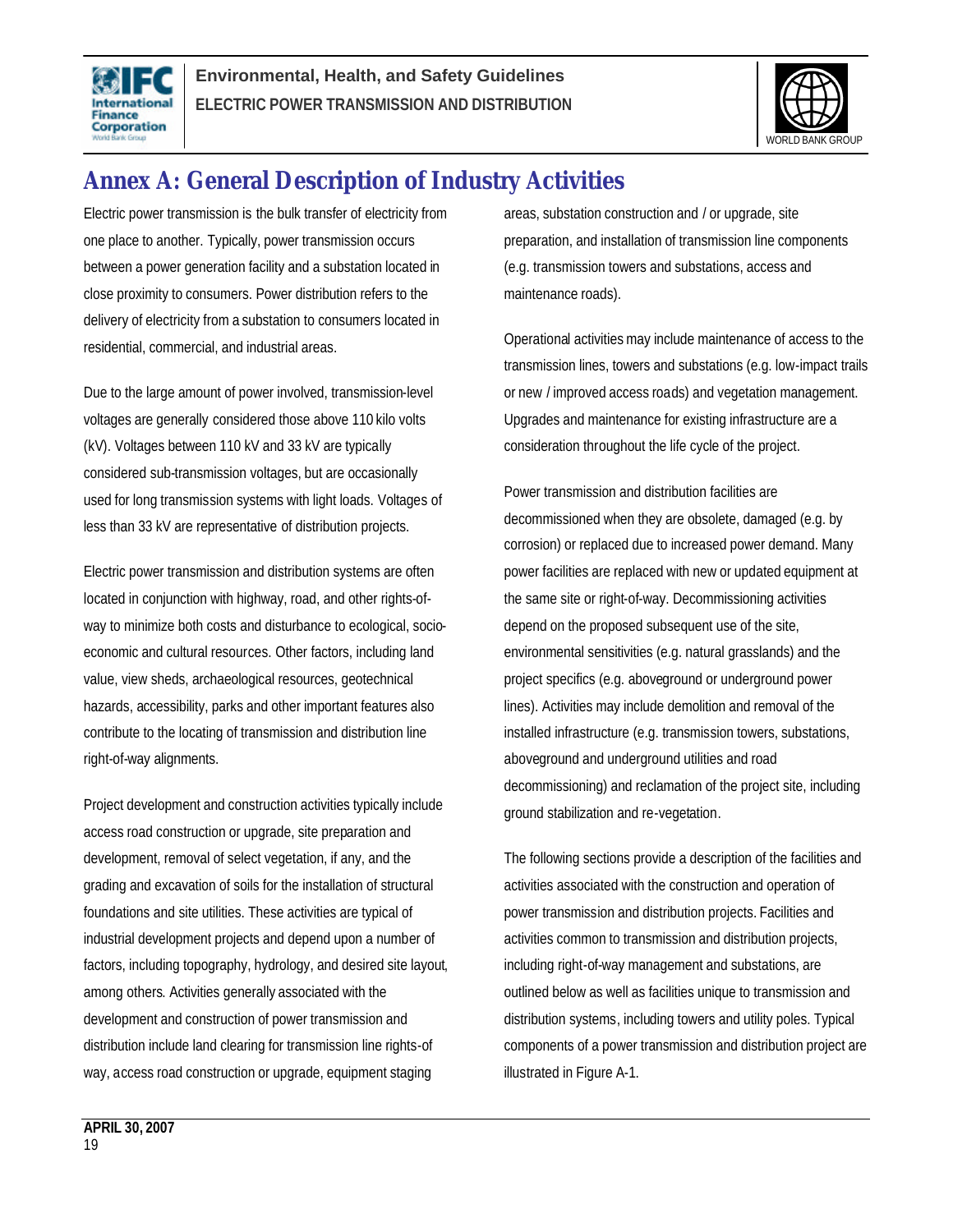# Annex A: General Description of Industry Activities

Electric power transmission is the bulk transfer of electricity from one place to another. Typically, power transmission occurs between a power generation facility and a substation located in close proximity to consumers. Power distribution refers to the delivery of electricity from a substation to consumers located in residential, commercial, and industrial areas.

Due to the large amount of power involved, transmission-level voltages are generally considered those above 110 kilo volts (kV). Voltages between 110 kV and 33 kV are typically considered sub-transmission voltages, but are occasionally used for long transmission systems with light loads. Voltages of less than 33 kV are representative of distribution projects.

Electric power transmission and distribution systems are often located in conjunction with highway, road, and other rights-of-way to minimize both costs and disturbance to ecological, socio-economic and cultural resources. Other factors, including land value, view sheds, archaeological resources, geotechnical hazards, accessibility, parks and other important features also contribute to the locating of transmission and distribution line right-of-way alignments.

Project development and construction activities typically include access road construction or upgrade, site preparation and development, removal of select vegetation, if any, and the grading and excavation of soils for the installation of structural foundations and site utilities. These activities are typical of industrial development projects and depend upon a number of factors, including topography, hydrology, and desired site layout, among others. Activities generally associated with the development and construction of power transmission and distribution include land clearing for transmission line rights-of way, access road construction or upgrade, equipment staging areas, substation construction and / or upgrade, site preparation, and installation of transmission line components (e.g. transmission towers and substations, access and maintenance roads).

Operational activities may include maintenance of access to the transmission lines, towers and substations (e.g. low-impact trails or new / improved access roads) and vegetation management. Upgrades and maintenance for existing infrastructure are a consideration throughout the life cycle of the project.

Power transmission and distribution facilities are decommissioned when they are obsolete, damaged (e.g. by corrosion) or replaced due to increased power demand. Many power facilities are replaced with new or updated equipment at the same site or right-of-way. Decommissioning activities depend on the proposed subsequent use of the site, environmental sensitivities (e.g. natural grasslands) and the project specifics (e.g. aboveground or underground power lines). Activities may include demolition and removal of the installed infrastructure (e.g. transmission towers, substations, aboveground and underground utilities and road decommissioning) and reclamation of the project site, including ground stabilization and re-vegetation.

The following sections provide a description of the facilities and activities associated with the construction and operation of power transmission and distribution projects. Facilities and activities common to transmission and distribution projects, including right-of-way management and substations, are outlined below as well as facilities unique to transmission and distribution systems, including towers and utility poles. Typical components of a power transmission and distribution project are illustrated in Figure A-1.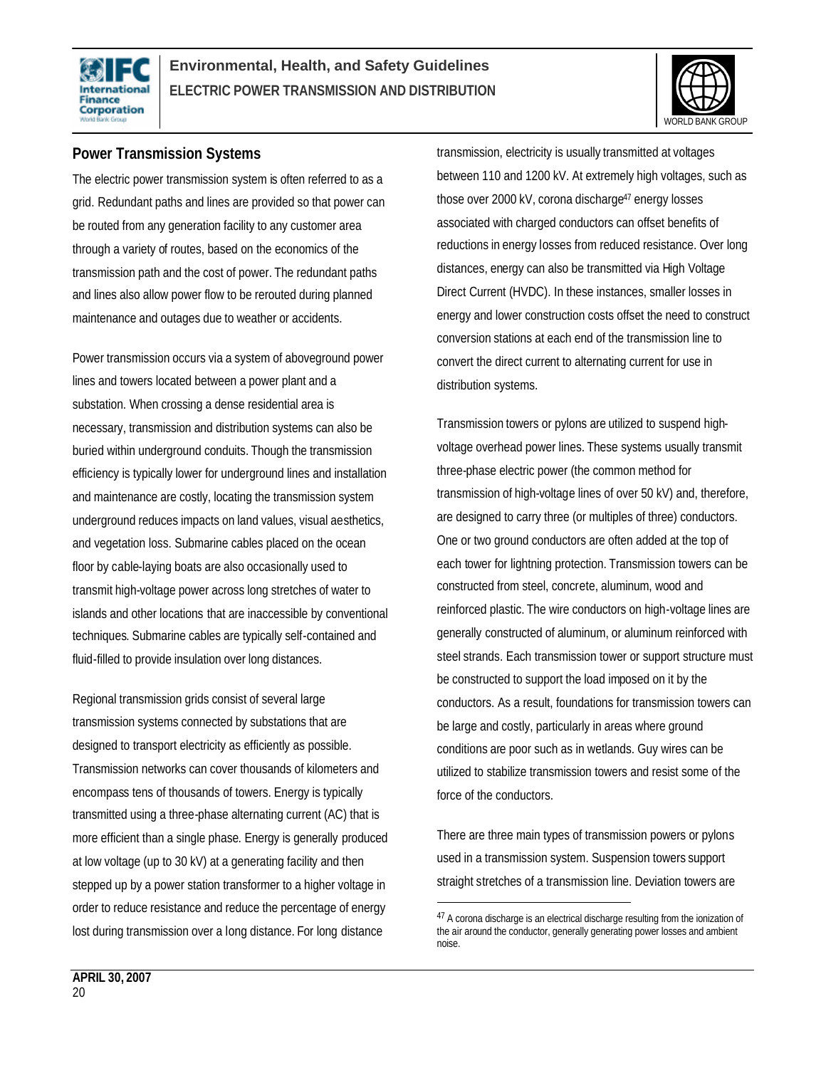## Power Transmission Systems

The electric power transmission system is often referred to as a grid. Redundant paths and lines are provided so that power can be routed from any generation facility to any customer area through a variety of routes, based on the economics of the transmission path and the cost of power. The redundant paths and lines also allow power flow to be rerouted during planned maintenance and outages due to weather or accidents.

Power transmission occurs via a system of aboveground power lines and towers located between a power plant and a substation. When crossing a dense residential area is necessary, transmission and distribution systems can also be buried within underground conduits. Though the transmission efficiency is typically lower for underground lines and installation and maintenance are costly, locating the transmission system underground reduces impacts on land values, visual aesthetics, and vegetation loss. Submarine cables placed on the ocean floor by cable-laying boats are also occasionally used to transmit high-voltage power across long stretches of water to islands and other locations that are inaccessible by conventional techniques. Submarine cables are typically self-contained and fluid-filled to provide insulation over long distances.

Regional transmission grids consist of several large transmission systems connected by substations that are designed to transport electricity as efficiently as possible. Transmission networks can cover thousands of kilometers and encompass tens of thousands of towers. Energy is typically transmitted using a three-phase alternating current (AC) that is more efficient than a single phase. Energy is generally produced at low voltage (up to 30 kV) at a generating facility and then stepped up by a power station transformer to a higher voltage in order to reduce resistance and reduce the percentage of energy lost during transmission over a long distance. For long distance transmission, electricity is usually transmitted at voltages between 110 and 1200 kV. At extremely high voltages, such as those over 2000 kV, corona discharge[47] energy losses associated with charged conductors can offset benefits of reductions in energy losses from reduced resistance. Over long distances, energy can also be transmitted via High Voltage Direct Current (HVDC). In these instances, smaller losses in energy and lower construction costs offset the need to construct conversion stations at each end of the transmission line to convert the direct current to alternating current for use in distribution systems.

Transmission towers or pylons are utilized to suspend high-voltage overhead power lines. These systems usually transmit three-phase electric power (the common method for transmission of high-voltage lines of over 50 kV) and, therefore, are designed to carry three (or multiples of three) conductors. One or two ground conductors are often added at the top of each tower for lightning protection. Transmission towers can be constructed from steel, concrete, aluminum, wood and reinforced plastic. The wire conductors on high-voltage lines are generally constructed of aluminum, or aluminum reinforced with steel strands. Each transmission tower or support structure must be constructed to support the load imposed on it by the conductors. As a result, foundations for transmission towers can be large and costly, particularly in areas where ground conditions are poor such as in wetlands. Guy wires can be utilized to stabilize transmission towers and resist some of the force of the conductors.

There are three main types of transmission powers or pylons used in a transmission system. Suspension towers support straight stretches of a transmission line. Deviation towers are

---

[47] A corona discharge is an electrical discharge resulting from the ionization of the air around the conductor, generally generating power losses and ambient noise.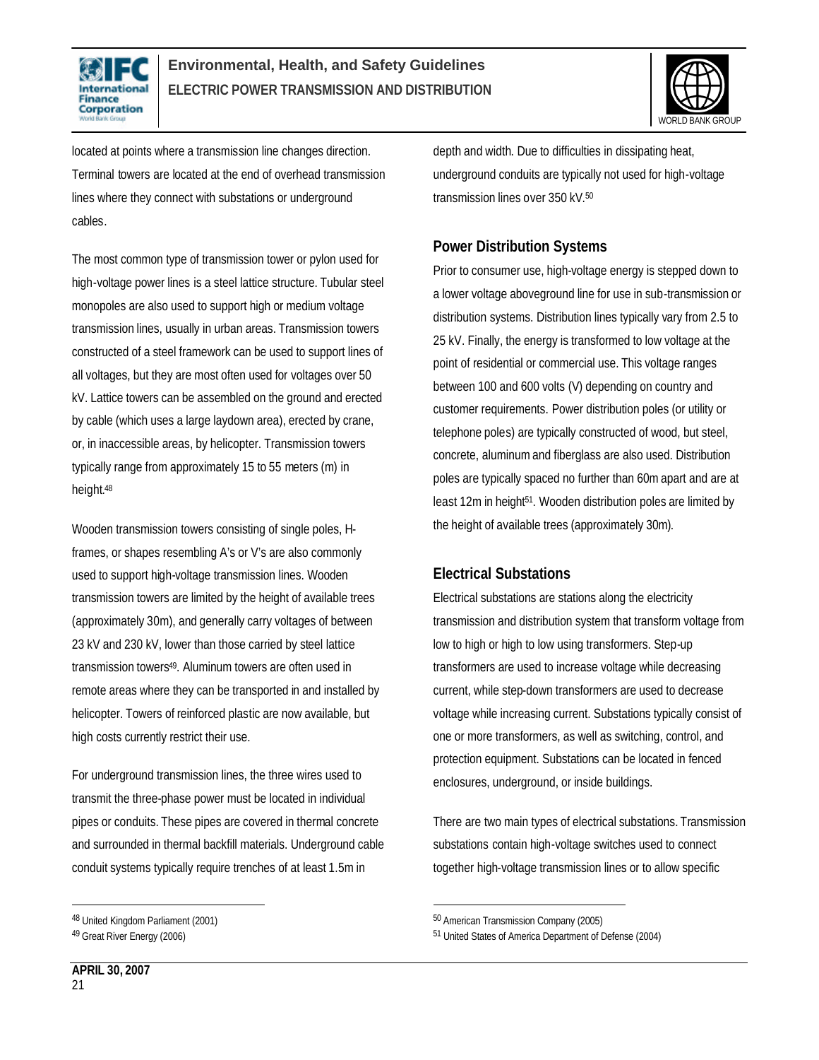located at points where a transmission line changes direction. Terminal towers are located at the end of overhead transmission lines where they connect with substations or underground cables.

The most common type of transmission tower or pylon used for high-voltage power lines is a steel lattice structure. Tubular steel monopoles are also used to support high or medium voltage transmission lines, usually in urban areas. Transmission towers constructed of a steel framework can be used to support lines of all voltages, but they are most often used for voltages over 50 kV. Lattice towers can be assembled on the ground and erected by cable (which uses a large laydown area), erected by crane, or, in inaccessible areas, by helicopter. Transmission towers typically range from approximately 15 to 55 meters (m) in height.[48]

Wooden transmission towers consisting of single poles, H-frames, or shapes resembling A's or V's are also commonly used to support high-voltage transmission lines. Wooden transmission towers are limited by the height of available trees (approximately 30m), and generally carry voltages of between 23 kV and 230 kV, lower than those carried by steel lattice transmission towers[49]. Aluminum towers are often used in remote areas where they can be transported in and installed by helicopter. Towers of reinforced plastic are now available, but high costs currently restrict their use.

For underground transmission lines, the three wires used to transmit the three-phase power must be located in individual pipes or conduits. These pipes are covered in thermal concrete and surrounded in thermal backfill materials. Underground cable conduit systems typically require trenches of at least 1.5m in depth and width. Due to difficulties in dissipating heat, underground conduits are typically not used for high-voltage transmission lines over 350 kV.[50]

## Power Distribution Systems

Prior to consumer use, high-voltage energy is stepped down to a lower voltage aboveground line for use in sub-transmission or distribution systems. Distribution lines typically vary from 2.5 to 25 kV. Finally, the energy is transformed to low voltage at the point of residential or commercial use. This voltage ranges between 100 and 600 volts (V) depending on country and customer requirements. Power distribution poles (or utility or telephone poles) are typically constructed of wood, but steel, concrete, aluminum and fiberglass are also used. Distribution poles are typically spaced no further than 60m apart and are at least 12m in height[51]. Wooden distribution poles are limited by the height of available trees (approximately 30m).

## Electrical Substations

Electrical substations are stations along the electricity transmission and distribution system that transform voltage from low to high or high to low using transformers. Step-up transformers are used to increase voltage while decreasing current, while step-down transformers are used to decrease voltage while increasing current. Substations typically consist of one or more transformers, as well as switching, control, and protection equipment. Substations can be located in fenced enclosures, underground, or inside buildings.

There are two main types of electrical substations. Transmission substations contain high-voltage switches used to connect together high-voltage transmission lines or to allow specific

---

[48] United Kingdom Parliament (2001)

[49] Great River Energy (2006)

[50] American Transmission Company (2005)

[51] United States of America Department of Defense (2004)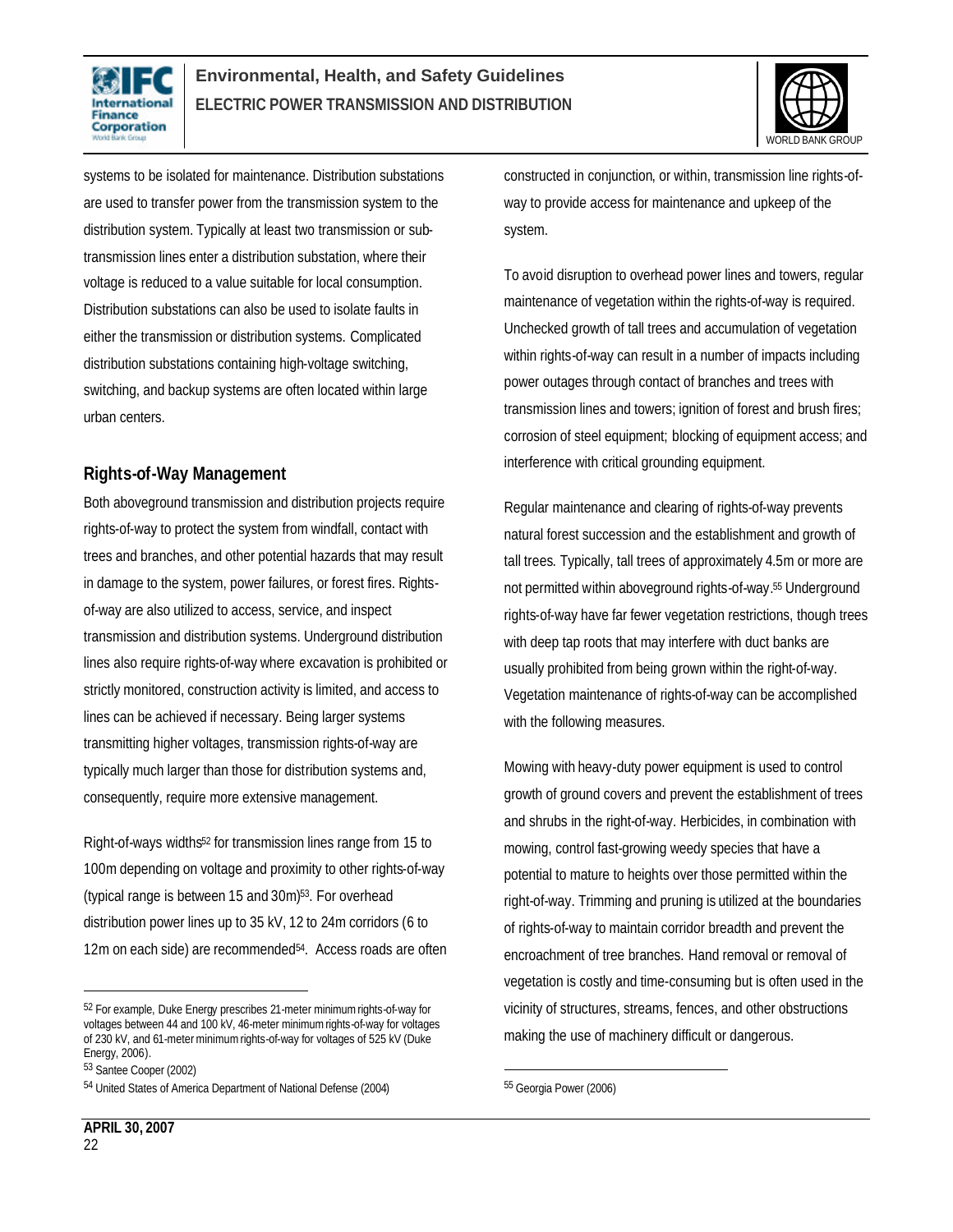systems to be isolated for maintenance. Distribution substations are used to transfer power from the transmission system to the distribution system. Typically at least two transmission or sub-transmission lines enter a distribution substation, where their voltage is reduced to a value suitable for local consumption. Distribution substations can also be used to isolate faults in either the transmission or distribution systems. Complicated distribution substations containing high-voltage switching, switching, and backup systems are often located within large urban centers.

## Rights-of-Way Management

Both aboveground transmission and distribution projects require rights-of-way to protect the system from windfall, contact with trees and branches, and other potential hazards that may result in damage to the system, power failures, or forest fires. Rights-of-way are also utilized to access, service, and inspect transmission and distribution systems. Underground distribution lines also require rights-of-way where excavation is prohibited or strictly monitored, construction activity is limited, and access to lines can be achieved if necessary. Being larger systems transmitting higher voltages, transmission rights-of-way are typically much larger than those for distribution systems and, consequently, require more extensive management.

Right-of-ways widths[52] for transmission lines range from 15 to 100m depending on voltage and proximity to other rights-of-way (typical range is between 15 and 30m)[53]. For overhead distribution power lines up to 35 kV, 12 to 24m corridors (6 to 12m on each side) are recommended[54]. Access roads are often constructed in conjunction, or within, transmission line rights-of-way to provide access for maintenance and upkeep of the system.

To avoid disruption to overhead power lines and towers, regular maintenance of vegetation within the rights-of-way is required. Unchecked growth of tall trees and accumulation of vegetation within rights-of-way can result in a number of impacts including power outages through contact of branches and trees with transmission lines and towers; ignition of forest and brush fires; corrosion of steel equipment; blocking of equipment access; and interference with critical grounding equipment.

Regular maintenance and clearing of rights-of-way prevents natural forest succession and the establishment and growth of tall trees. Typically, tall trees of approximately 4.5m or more are not permitted within aboveground rights-of-way.[55] Underground rights-of-way have far fewer vegetation restrictions, though trees with deep tap roots that may interfere with duct banks are usually prohibited from being grown within the right-of-way. Vegetation maintenance of rights-of-way can be accomplished with the following measures.

Mowing with heavy-duty power equipment is used to control growth of ground covers and prevent the establishment of trees and shrubs in the right-of-way. Herbicides, in combination with mowing, control fast-growing weedy species that have a potential to mature to heights over those permitted within the right-of-way. Trimming and pruning is utilized at the boundaries of rights-of-way to maintain corridor breadth and prevent the encroachment of tree branches. Hand removal or removal of vegetation is costly and time-consuming but is often used in the vicinity of structures, streams, fences, and other obstructions making the use of machinery difficult or dangerous.

---

[52] For example, Duke Energy prescribes 21-meter minimum rights-of-way for voltages between 44 and 100 kV, 46-meter minimum rights-of-way for voltages of 230 kV, and 61-meter minimum rights-of-way for voltages of 525 kV (Duke Energy, 2006).

[53] Santee Cooper (2002)

[54] United States of America Department of National Defense (2004)

[55] Georgia Power (2006)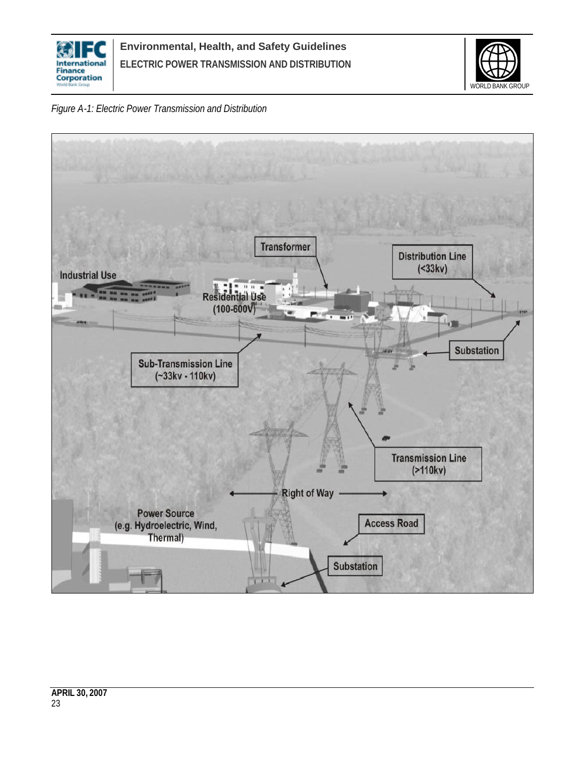*Figure A-1: Electric Power Transmission and Distribution*

Transformer

Distribution Line
(<33kv)

Industrial Use

Residential Use
(100-600V)

Substation

Sub-Transmission Line
(~33kv - 110kv)

Transmission Line
(>110kv)

Right of Way

Power Source
(e.g. Hydroelectric, Wind, Thermal)

Access Road

Substation